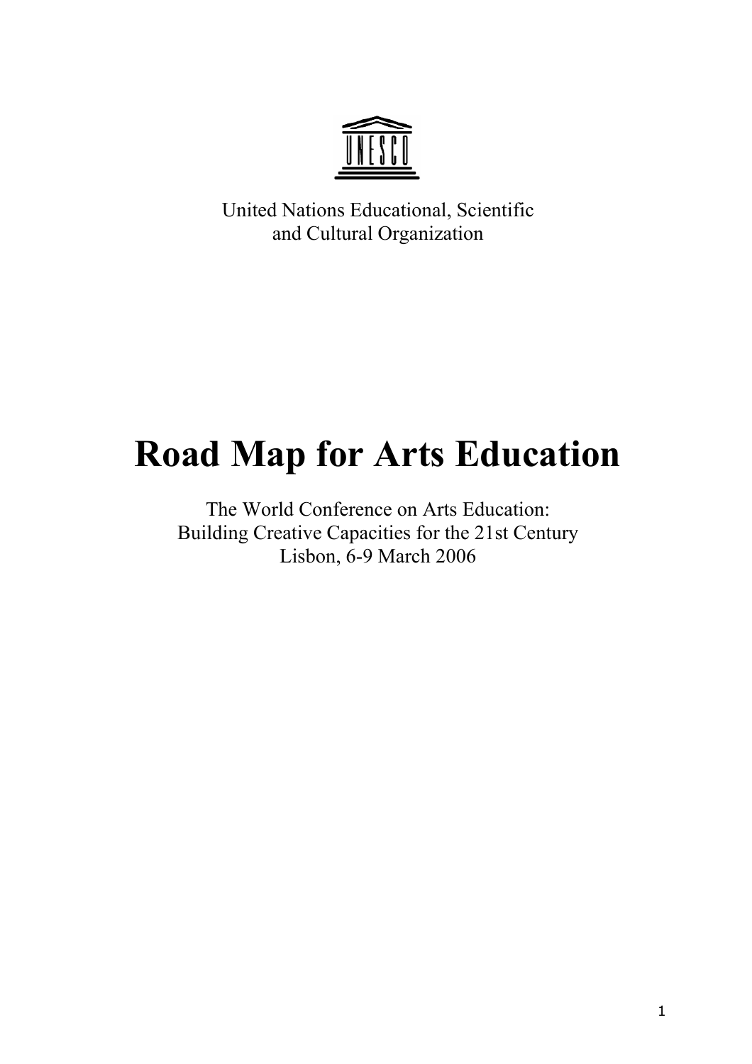United Nations Educational, Scientific
and Cultural Organization

# Road Map for Arts Education

The World Conference on Arts Education:
Building Creative Capacities for the 21st Century
Lisbon, 6-9 March 2006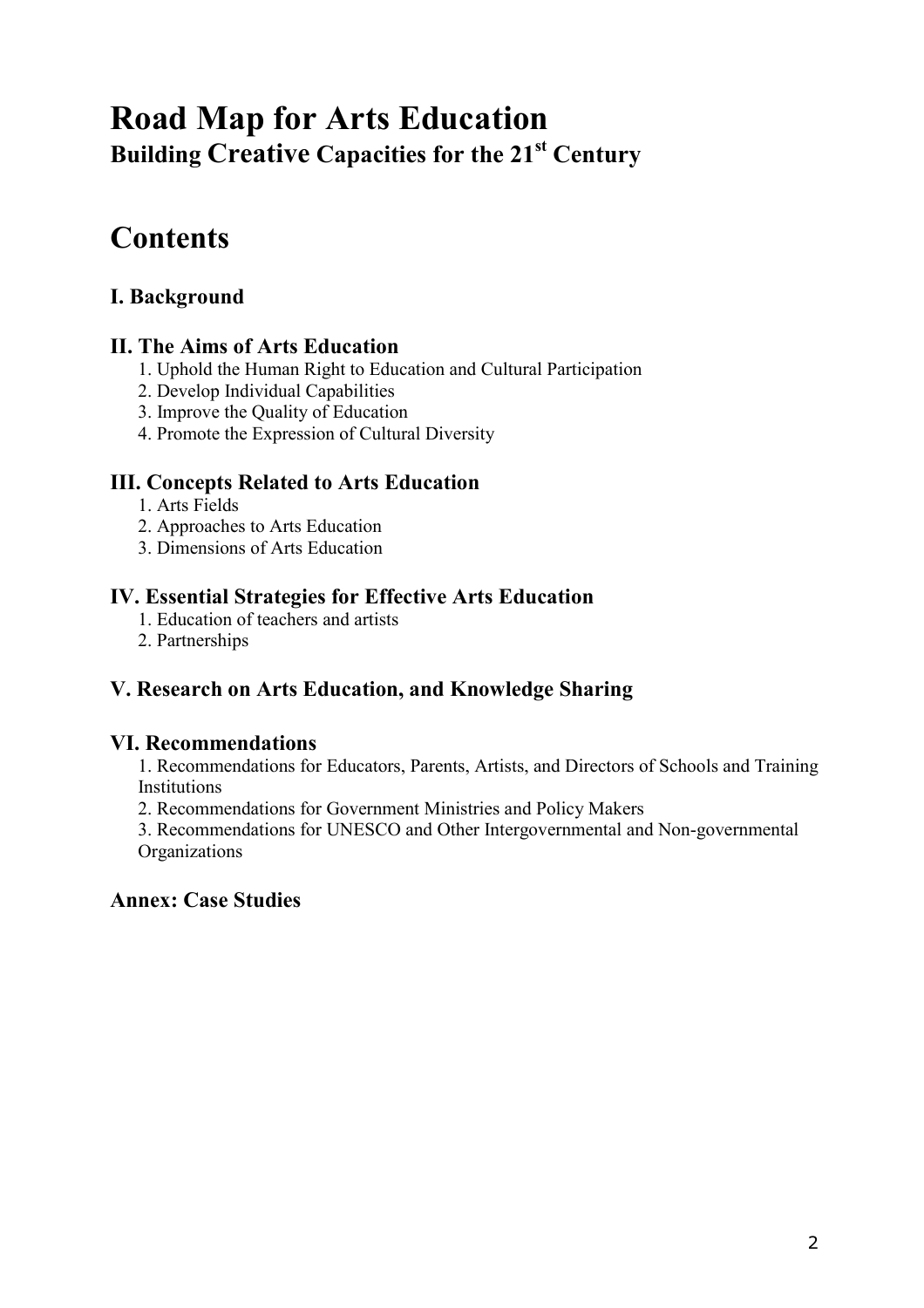# Road Map for Arts Education

**Building Creative Capacities for the 21st Century**

# Contents

### I. Background

### II. The Aims of Arts Education

1. Uphold the Human Right to Education and Cultural Participation
2. Develop Individual Capabilities
3. Improve the Quality of Education
4. Promote the Expression of Cultural Diversity

### III. Concepts Related to Arts Education

1. Arts Fields
2. Approaches to Arts Education
3. Dimensions of Arts Education

### IV. Essential Strategies for Effective Arts Education

1. Education of teachers and artists
2. Partnerships

### V. Research on Arts Education, and Knowledge Sharing

### VI. Recommendations

1. Recommendations for Educators, Parents, Artists, and Directors of Schools and Training Institutions
2. Recommendations for Government Ministries and Policy Makers
3. Recommendations for UNESCO and Other Intergovernmental and Non-governmental Organizations

### Annex: Case Studies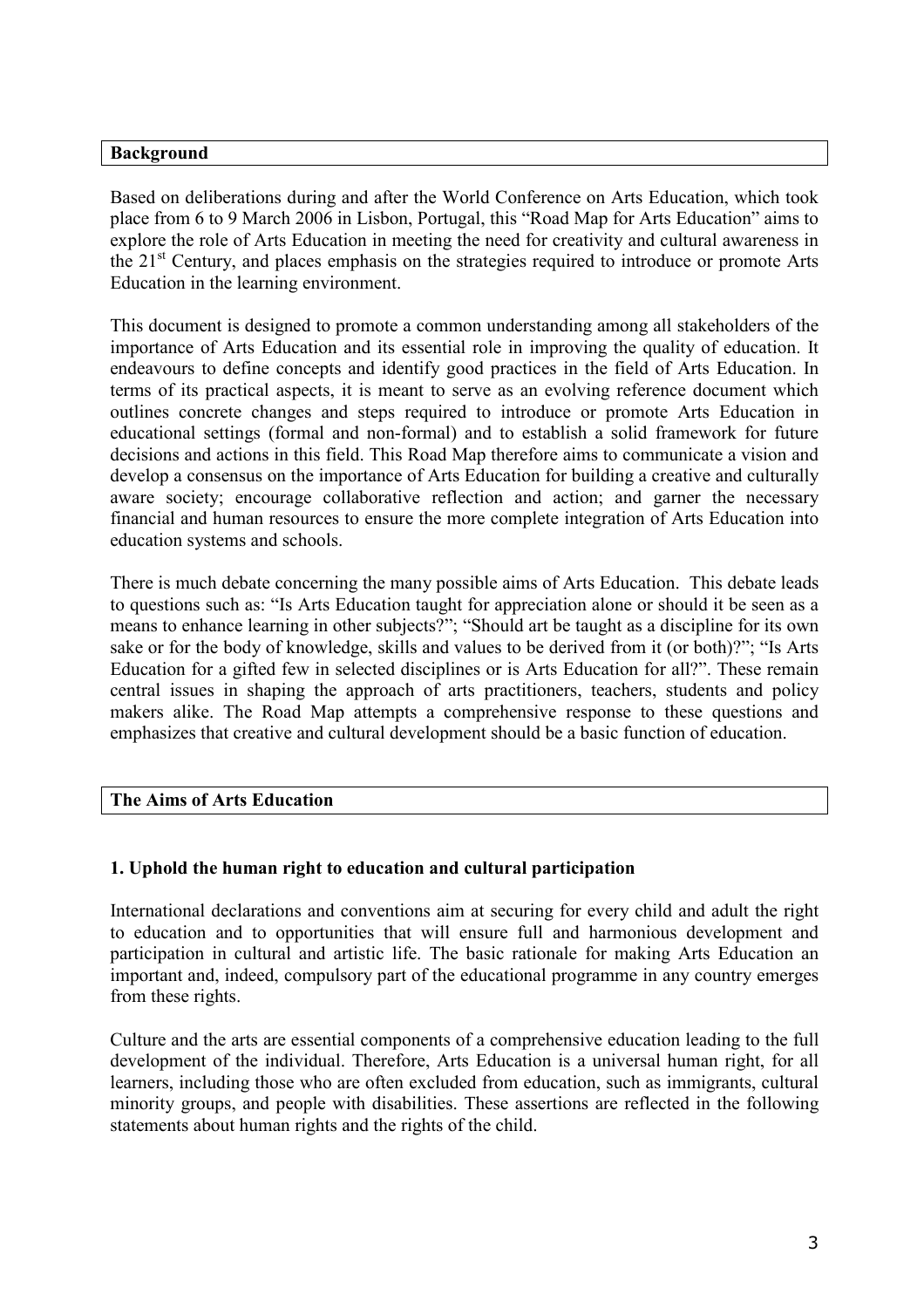## Background

Based on deliberations during and after the World Conference on Arts Education, which took place from 6 to 9 March 2006 in Lisbon, Portugal, this "Road Map for Arts Education" aims to explore the role of Arts Education in meeting the need for creativity and cultural awareness in the 21st Century, and places emphasis on the strategies required to introduce or promote Arts Education in the learning environment.

This document is designed to promote a common understanding among all stakeholders of the importance of Arts Education and its essential role in improving the quality of education. It endeavours to define concepts and identify good practices in the field of Arts Education. In terms of its practical aspects, it is meant to serve as an evolving reference document which outlines concrete changes and steps required to introduce or promote Arts Education in educational settings (formal and non-formal) and to establish a solid framework for future decisions and actions in this field. This Road Map therefore aims to communicate a vision and develop a consensus on the importance of Arts Education for building a creative and culturally aware society; encourage collaborative reflection and action; and garner the necessary financial and human resources to ensure the more complete integration of Arts Education into education systems and schools.

There is much debate concerning the many possible aims of Arts Education. This debate leads to questions such as: "Is Arts Education taught for appreciation alone or should it be seen as a means to enhance learning in other subjects?"; "Should art be taught as a discipline for its own sake or for the body of knowledge, skills and values to be derived from it (or both)?"; "Is Arts Education for a gifted few in selected disciplines or is Arts Education for all?". These remain central issues in shaping the approach of arts practitioners, teachers, students and policy makers alike. The Road Map attempts a comprehensive response to these questions and emphasizes that creative and cultural development should be a basic function of education.

## The Aims of Arts Education

### 1. Uphold the human right to education and cultural participation

International declarations and conventions aim at securing for every child and adult the right to education and to opportunities that will ensure full and harmonious development and participation in cultural and artistic life. The basic rationale for making Arts Education an important and, indeed, compulsory part of the educational programme in any country emerges from these rights.

Culture and the arts are essential components of a comprehensive education leading to the full development of the individual. Therefore, Arts Education is a universal human right, for all learners, including those who are often excluded from education, such as immigrants, cultural minority groups, and people with disabilities. These assertions are reflected in the following statements about human rights and the rights of the child.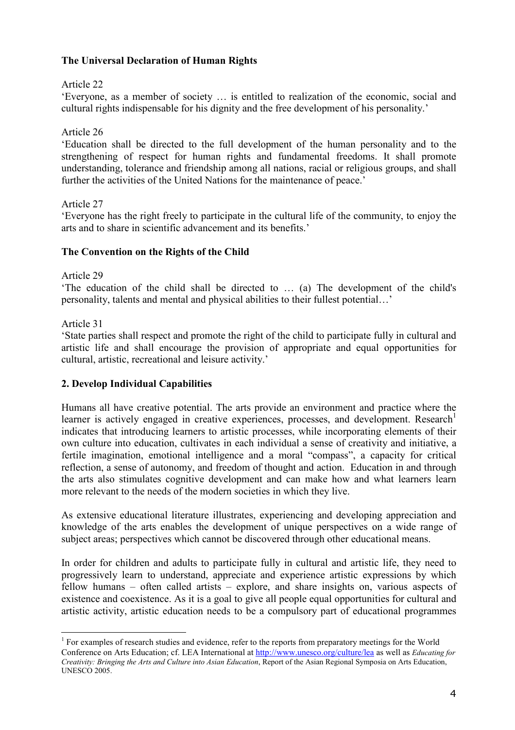**The Universal Declaration of Human Rights**

Article 22

'Everyone, as a member of society … is entitled to realization of the economic, social and cultural rights indispensable for his dignity and the free development of his personality.'

Article 26

'Education shall be directed to the full development of the human personality and to the strengthening of respect for human rights and fundamental freedoms. It shall promote understanding, tolerance and friendship among all nations, racial or religious groups, and shall further the activities of the United Nations for the maintenance of peace.'

Article 27

'Everyone has the right freely to participate in the cultural life of the community, to enjoy the arts and to share in scientific advancement and its benefits.'

**The Convention on the Rights of the Child**

Article 29

'The education of the child shall be directed to … (a) The development of the child's personality, talents and mental and physical abilities to their fullest potential…'

Article 31

'State parties shall respect and promote the right of the child to participate fully in cultural and artistic life and shall encourage the provision of appropriate and equal opportunities for cultural, artistic, recreational and leisure activity.'

## 2. Develop Individual Capabilities

Humans all have creative potential. The arts provide an environment and practice where the learner is actively engaged in creative experiences, processes, and development. Research[1] indicates that introducing learners to artistic processes, while incorporating elements of their own culture into education, cultivates in each individual a sense of creativity and initiative, a fertile imagination, emotional intelligence and a moral "compass", a capacity for critical reflection, a sense of autonomy, and freedom of thought and action. Education in and through the arts also stimulates cognitive development and can make how and what learners learn more relevant to the needs of the modern societies in which they live.

As extensive educational literature illustrates, experiencing and developing appreciation and knowledge of the arts enables the development of unique perspectives on a wide range of subject areas; perspectives which cannot be discovered through other educational means.

In order for children and adults to participate fully in cultural and artistic life, they need to progressively learn to understand, appreciate and experience artistic expressions by which fellow humans – often called artists – explore, and share insights on, various aspects of existence and coexistence. As it is a goal to give all people equal opportunities for cultural and artistic activity, artistic education needs to be a compulsory part of educational programmes

[1] For examples of research studies and evidence, refer to the reports from preparatory meetings for the World Conference on Arts Education; cf. LEA International at http://www.unesco.org/culture/lea as well as *Educating for Creativity: Bringing the Arts and Culture into Asian Education*, Report of the Asian Regional Symposia on Arts Education, UNESCO 2005.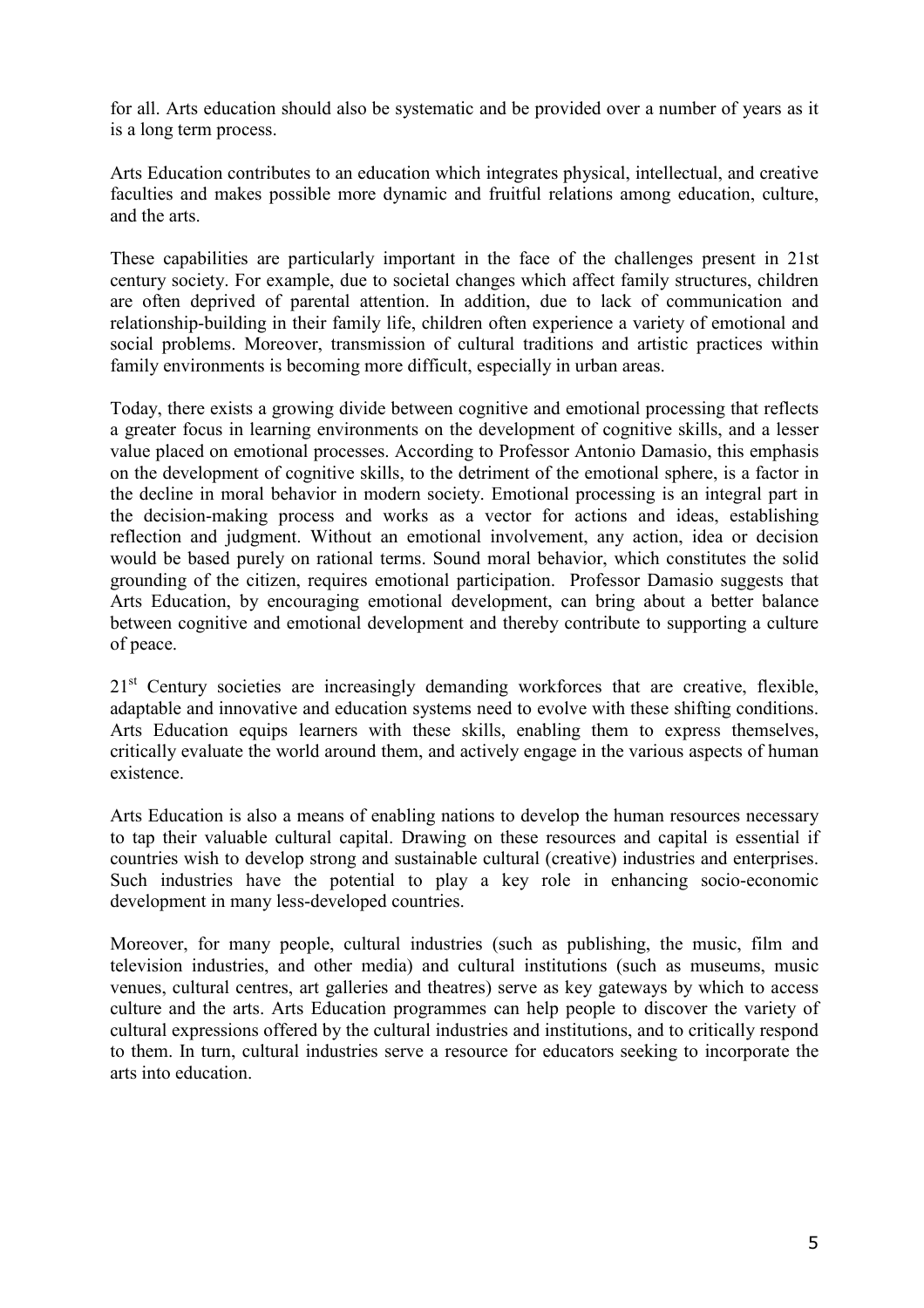for all. Arts education should also be systematic and be provided over a number of years as it is a long term process.

Arts Education contributes to an education which integrates physical, intellectual, and creative faculties and makes possible more dynamic and fruitful relations among education, culture, and the arts.

These capabilities are particularly important in the face of the challenges present in 21st century society. For example, due to societal changes which affect family structures, children are often deprived of parental attention. In addition, due to lack of communication and relationship-building in their family life, children often experience a variety of emotional and social problems. Moreover, transmission of cultural traditions and artistic practices within family environments is becoming more difficult, especially in urban areas.

Today, there exists a growing divide between cognitive and emotional processing that reflects a greater focus in learning environments on the development of cognitive skills, and a lesser value placed on emotional processes. According to Professor Antonio Damasio, this emphasis on the development of cognitive skills, to the detriment of the emotional sphere, is a factor in the decline in moral behavior in modern society. Emotional processing is an integral part in the decision-making process and works as a vector for actions and ideas, establishing reflection and judgment. Without an emotional involvement, any action, idea or decision would be based purely on rational terms. Sound moral behavior, which constitutes the solid grounding of the citizen, requires emotional participation. Professor Damasio suggests that Arts Education, by encouraging emotional development, can bring about a better balance between cognitive and emotional development and thereby contribute to supporting a culture of peace.

21st Century societies are increasingly demanding workforces that are creative, flexible, adaptable and innovative and education systems need to evolve with these shifting conditions. Arts Education equips learners with these skills, enabling them to express themselves, critically evaluate the world around them, and actively engage in the various aspects of human existence.

Arts Education is also a means of enabling nations to develop the human resources necessary to tap their valuable cultural capital. Drawing on these resources and capital is essential if countries wish to develop strong and sustainable cultural (creative) industries and enterprises. Such industries have the potential to play a key role in enhancing socio-economic development in many less-developed countries.

Moreover, for many people, cultural industries (such as publishing, the music, film and television industries, and other media) and cultural institutions (such as museums, music venues, cultural centres, art galleries and theatres) serve as key gateways by which to access culture and the arts. Arts Education programmes can help people to discover the variety of cultural expressions offered by the cultural industries and institutions, and to critically respond to them. In turn, cultural industries serve a resource for educators seeking to incorporate the arts into education.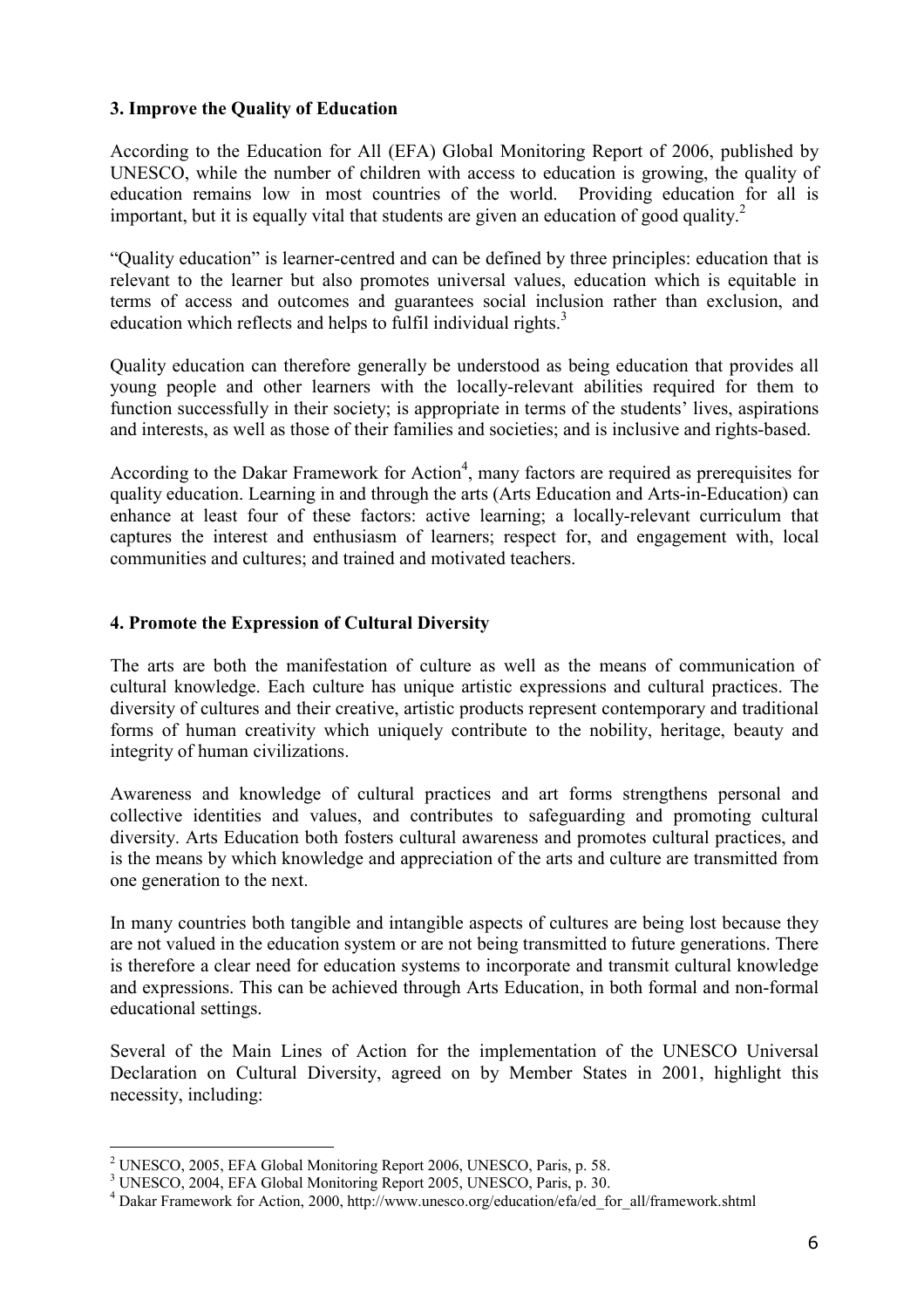**3. Improve the Quality of Education**

According to the Education for All (EFA) Global Monitoring Report of 2006, published by UNESCO, while the number of children with access to education is growing, the quality of education remains low in most countries of the world. Providing education for all is important, but it is equally vital that students are given an education of good quality.[2]

"Quality education" is learner-centred and can be defined by three principles: education that is relevant to the learner but also promotes universal values, education which is equitable in terms of access and outcomes and guarantees social inclusion rather than exclusion, and education which reflects and helps to fulfil individual rights.[3]

Quality education can therefore generally be understood as being education that provides all young people and other learners with the locally-relevant abilities required for them to function successfully in their society; is appropriate in terms of the students' lives, aspirations and interests, as well as those of their families and societies; and is inclusive and rights-based.

According to the Dakar Framework for Action[4], many factors are required as prerequisites for quality education. Learning in and through the arts (Arts Education and Arts-in-Education) can enhance at least four of these factors: active learning; a locally-relevant curriculum that captures the interest and enthusiasm of learners; respect for, and engagement with, local communities and cultures; and trained and motivated teachers.

**4. Promote the Expression of Cultural Diversity**

The arts are both the manifestation of culture as well as the means of communication of cultural knowledge. Each culture has unique artistic expressions and cultural practices. The diversity of cultures and their creative, artistic products represent contemporary and traditional forms of human creativity which uniquely contribute to the nobility, heritage, beauty and integrity of human civilizations.

Awareness and knowledge of cultural practices and art forms strengthens personal and collective identities and values, and contributes to safeguarding and promoting cultural diversity. Arts Education both fosters cultural awareness and promotes cultural practices, and is the means by which knowledge and appreciation of the arts and culture are transmitted from one generation to the next.

In many countries both tangible and intangible aspects of cultures are being lost because they are not valued in the education system or are not being transmitted to future generations. There is therefore a clear need for education systems to incorporate and transmit cultural knowledge and expressions. This can be achieved through Arts Education, in both formal and non-formal educational settings.

Several of the Main Lines of Action for the implementation of the UNESCO Universal Declaration on Cultural Diversity, agreed on by Member States in 2001, highlight this necessity, including:

---

[2] UNESCO, 2005, EFA Global Monitoring Report 2006, UNESCO, Paris, p. 58.

[3] UNESCO, 2004, EFA Global Monitoring Report 2005, UNESCO, Paris, p. 30.

[4] Dakar Framework for Action, 2000, http://www.unesco.org/education/efa/ed_for_all/framework.shtml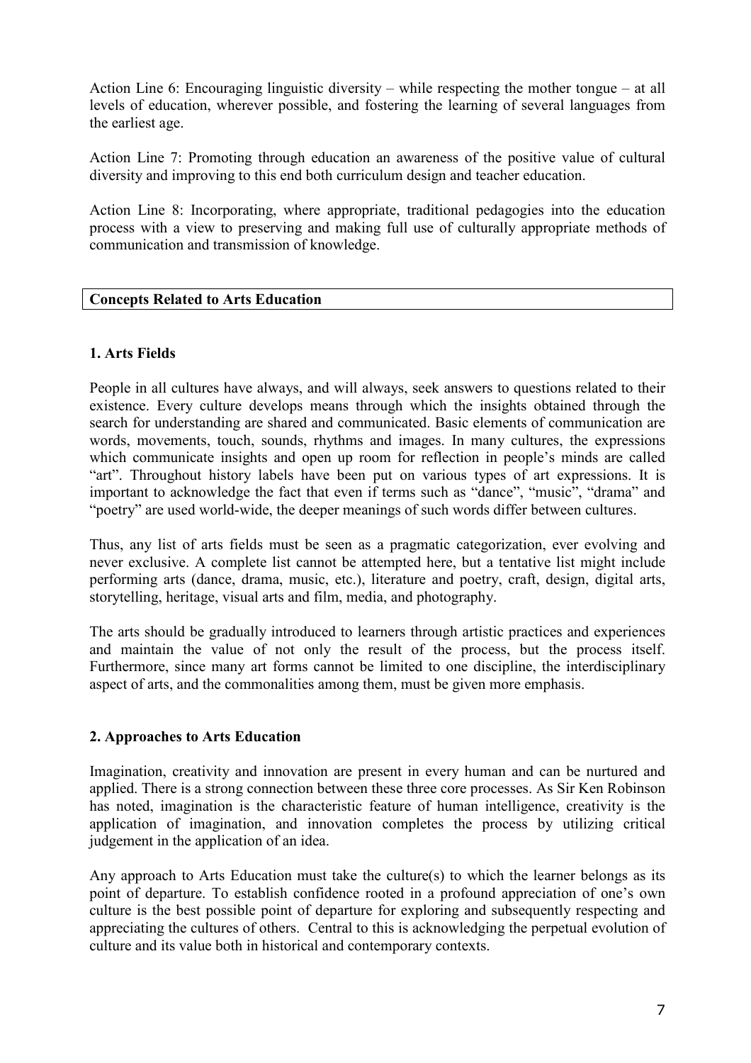Action Line 6: Encouraging linguistic diversity – while respecting the mother tongue – at all levels of education, wherever possible, and fostering the learning of several languages from the earliest age.

Action Line 7: Promoting through education an awareness of the positive value of cultural diversity and improving to this end both curriculum design and teacher education.

Action Line 8: Incorporating, where appropriate, traditional pedagogies into the education process with a view to preserving and making full use of culturally appropriate methods of communication and transmission of knowledge.

## Concepts Related to Arts Education

### 1. Arts Fields

People in all cultures have always, and will always, seek answers to questions related to their existence. Every culture develops means through which the insights obtained through the search for understanding are shared and communicated. Basic elements of communication are words, movements, touch, sounds, rhythms and images. In many cultures, the expressions which communicate insights and open up room for reflection in people's minds are called "art". Throughout history labels have been put on various types of art expressions. It is important to acknowledge the fact that even if terms such as "dance", "music", "drama" and "poetry" are used world-wide, the deeper meanings of such words differ between cultures.

Thus, any list of arts fields must be seen as a pragmatic categorization, ever evolving and never exclusive. A complete list cannot be attempted here, but a tentative list might include performing arts (dance, drama, music, etc.), literature and poetry, craft, design, digital arts, storytelling, heritage, visual arts and film, media, and photography.

The arts should be gradually introduced to learners through artistic practices and experiences and maintain the value of not only the result of the process, but the process itself. Furthermore, since many art forms cannot be limited to one discipline, the interdisciplinary aspect of arts, and the commonalities among them, must be given more emphasis.

### 2. Approaches to Arts Education

Imagination, creativity and innovation are present in every human and can be nurtured and applied. There is a strong connection between these three core processes. As Sir Ken Robinson has noted, imagination is the characteristic feature of human intelligence, creativity is the application of imagination, and innovation completes the process by utilizing critical judgement in the application of an idea.

Any approach to Arts Education must take the culture(s) to which the learner belongs as its point of departure. To establish confidence rooted in a profound appreciation of one's own culture is the best possible point of departure for exploring and subsequently respecting and appreciating the cultures of others. Central to this is acknowledging the perpetual evolution of culture and its value both in historical and contemporary contexts.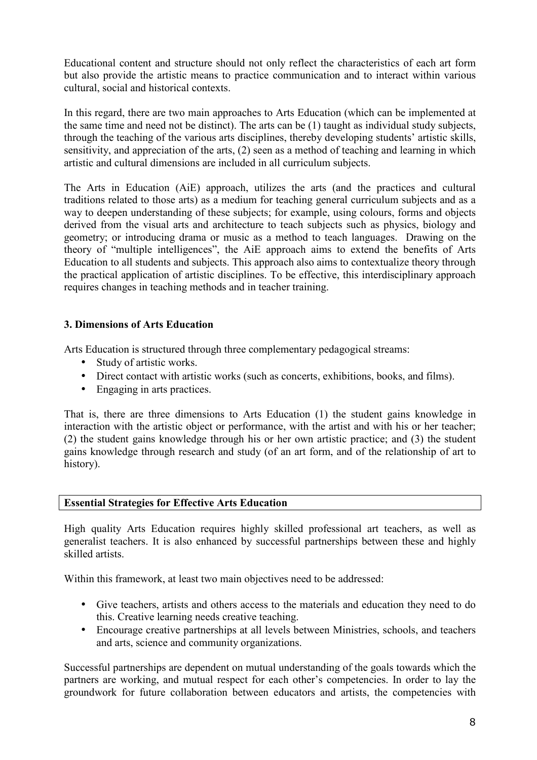Educational content and structure should not only reflect the characteristics of each art form but also provide the artistic means to practice communication and to interact within various cultural, social and historical contexts.

In this regard, there are two main approaches to Arts Education (which can be implemented at the same time and need not be distinct). The arts can be (1) taught as individual study subjects, through the teaching of the various arts disciplines, thereby developing students' artistic skills, sensitivity, and appreciation of the arts, (2) seen as a method of teaching and learning in which artistic and cultural dimensions are included in all curriculum subjects.

The Arts in Education (AiE) approach, utilizes the arts (and the practices and cultural traditions related to those arts) as a medium for teaching general curriculum subjects and as a way to deepen understanding of these subjects; for example, using colours, forms and objects derived from the visual arts and architecture to teach subjects such as physics, biology and geometry; or introducing drama or music as a method to teach languages. Drawing on the theory of "multiple intelligences", the AiE approach aims to extend the benefits of Arts Education to all students and subjects. This approach also aims to contextualize theory through the practical application of artistic disciplines. To be effective, this interdisciplinary approach requires changes in teaching methods and in teacher training.

### 3. Dimensions of Arts Education

Arts Education is structured through three complementary pedagogical streams:

- Study of artistic works.
- Direct contact with artistic works (such as concerts, exhibitions, books, and films).
- Engaging in arts practices.

That is, there are three dimensions to Arts Education (1) the student gains knowledge in interaction with the artistic object or performance, with the artist and with his or her teacher; (2) the student gains knowledge through his or her own artistic practice; and (3) the student gains knowledge through research and study (of an art form, and of the relationship of art to history).

**Essential Strategies for Effective Arts Education**

High quality Arts Education requires highly skilled professional art teachers, as well as generalist teachers. It is also enhanced by successful partnerships between these and highly skilled artists.

Within this framework, at least two main objectives need to be addressed:

- Give teachers, artists and others access to the materials and education they need to do this. Creative learning needs creative teaching.
- Encourage creative partnerships at all levels between Ministries, schools, and teachers and arts, science and community organizations.

Successful partnerships are dependent on mutual understanding of the goals towards which the partners are working, and mutual respect for each other's competencies. In order to lay the groundwork for future collaboration between educators and artists, the competencies with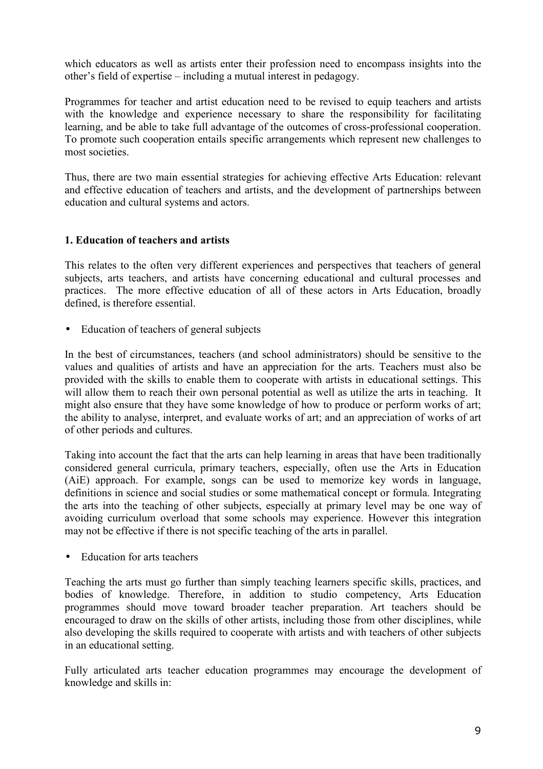which educators as well as artists enter their profession need to encompass insights into the other's field of expertise – including a mutual interest in pedagogy.

Programmes for teacher and artist education need to be revised to equip teachers and artists with the knowledge and experience necessary to share the responsibility for facilitating learning, and be able to take full advantage of the outcomes of cross-professional cooperation. To promote such cooperation entails specific arrangements which represent new challenges to most societies.

Thus, there are two main essential strategies for achieving effective Arts Education: relevant and effective education of teachers and artists, and the development of partnerships between education and cultural systems and actors.

**1. Education of teachers and artists**

This relates to the often very different experiences and perspectives that teachers of general subjects, arts teachers, and artists have concerning educational and cultural processes and practices. The more effective education of all of these actors in Arts Education, broadly defined, is therefore essential.

- Education of teachers of general subjects

In the best of circumstances, teachers (and school administrators) should be sensitive to the values and qualities of artists and have an appreciation for the arts. Teachers must also be provided with the skills to enable them to cooperate with artists in educational settings. This will allow them to reach their own personal potential as well as utilize the arts in teaching. It might also ensure that they have some knowledge of how to produce or perform works of art; the ability to analyse, interpret, and evaluate works of art; and an appreciation of works of art of other periods and cultures.

Taking into account the fact that the arts can help learning in areas that have been traditionally considered general curricula, primary teachers, especially, often use the Arts in Education (AiE) approach. For example, songs can be used to memorize key words in language, definitions in science and social studies or some mathematical concept or formula. Integrating the arts into the teaching of other subjects, especially at primary level may be one way of avoiding curriculum overload that some schools may experience. However this integration may not be effective if there is not specific teaching of the arts in parallel.

- Education for arts teachers

Teaching the arts must go further than simply teaching learners specific skills, practices, and bodies of knowledge. Therefore, in addition to studio competency, Arts Education programmes should move toward broader teacher preparation. Art teachers should be encouraged to draw on the skills of other artists, including those from other disciplines, while also developing the skills required to cooperate with artists and with teachers of other subjects in an educational setting.

Fully articulated arts teacher education programmes may encourage the development of knowledge and skills in: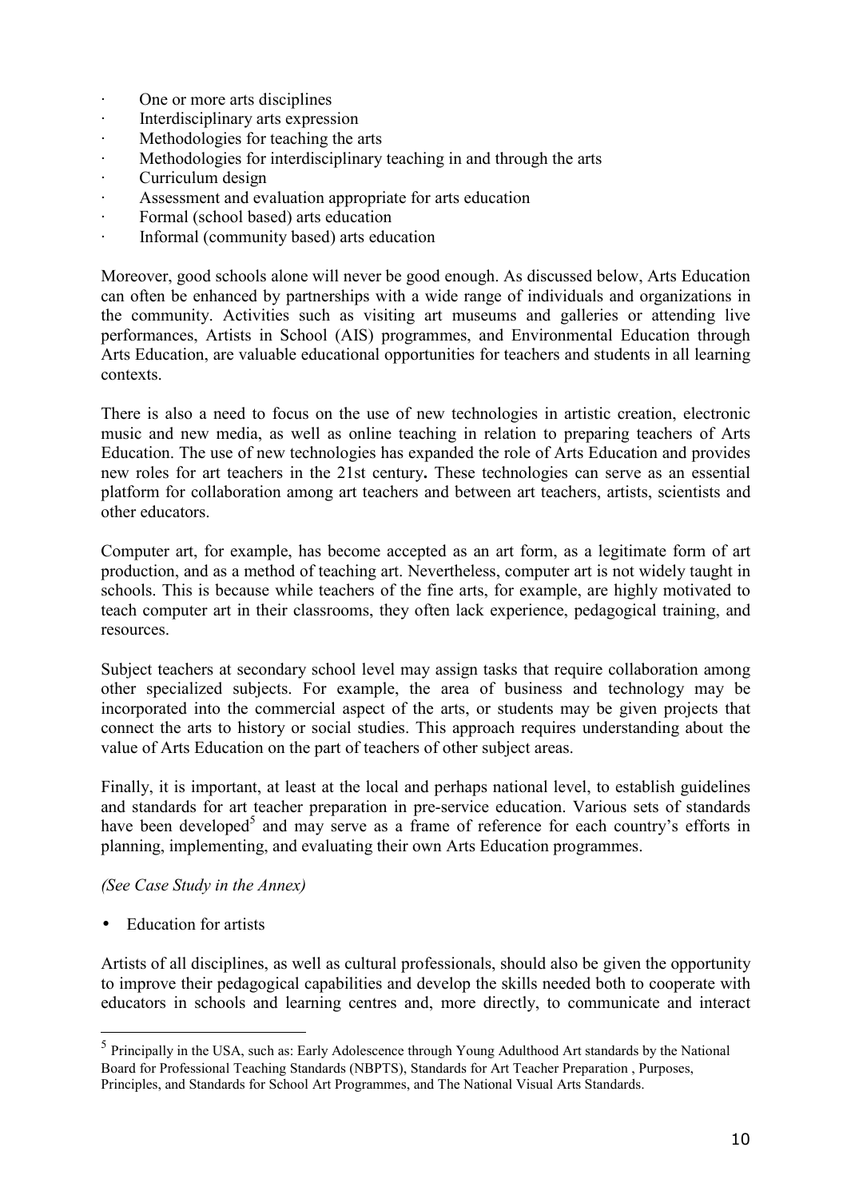- One or more arts disciplines
- Interdisciplinary arts expression
- Methodologies for teaching the arts
- Methodologies for interdisciplinary teaching in and through the arts
- Curriculum design
- Assessment and evaluation appropriate for arts education
- Formal (school based) arts education
- Informal (community based) arts education

Moreover, good schools alone will never be good enough. As discussed below, Arts Education can often be enhanced by partnerships with a wide range of individuals and organizations in the community. Activities such as visiting art museums and galleries or attending live performances, Artists in School (AIS) programmes, and Environmental Education through Arts Education, are valuable educational opportunities for teachers and students in all learning contexts.

There is also a need to focus on the use of new technologies in artistic creation, electronic music and new media, as well as online teaching in relation to preparing teachers of Arts Education. The use of new technologies has expanded the role of Arts Education and provides new roles for art teachers in the 21st century**.** These technologies can serve as an essential platform for collaboration among art teachers and between art teachers, artists, scientists and other educators.

Computer art, for example, has become accepted as an art form, as a legitimate form of art production, and as a method of teaching art. Nevertheless, computer art is not widely taught in schools. This is because while teachers of the fine arts, for example, are highly motivated to teach computer art in their classrooms, they often lack experience, pedagogical training, and resources.

Subject teachers at secondary school level may assign tasks that require collaboration among other specialized subjects. For example, the area of business and technology may be incorporated into the commercial aspect of the arts, or students may be given projects that connect the arts to history or social studies. This approach requires understanding about the value of Arts Education on the part of teachers of other subject areas.

Finally, it is important, at least at the local and perhaps national level, to establish guidelines and standards for art teacher preparation in pre-service education. Various sets of standards have been developed[5] and may serve as a frame of reference for each country's efforts in planning, implementing, and evaluating their own Arts Education programmes.

*(See Case Study in the Annex)*

- Education for artists

Artists of all disciplines, as well as cultural professionals, should also be given the opportunity to improve their pedagogical capabilities and develop the skills needed both to cooperate with educators in schools and learning centres and, more directly, to communicate and interact

---

[5] Principally in the USA, such as: Early Adolescence through Young Adulthood Art standards by the National Board for Professional Teaching Standards (NBPTS), Standards for Art Teacher Preparation , Purposes, Principles, and Standards for School Art Programmes, and The National Visual Arts Standards.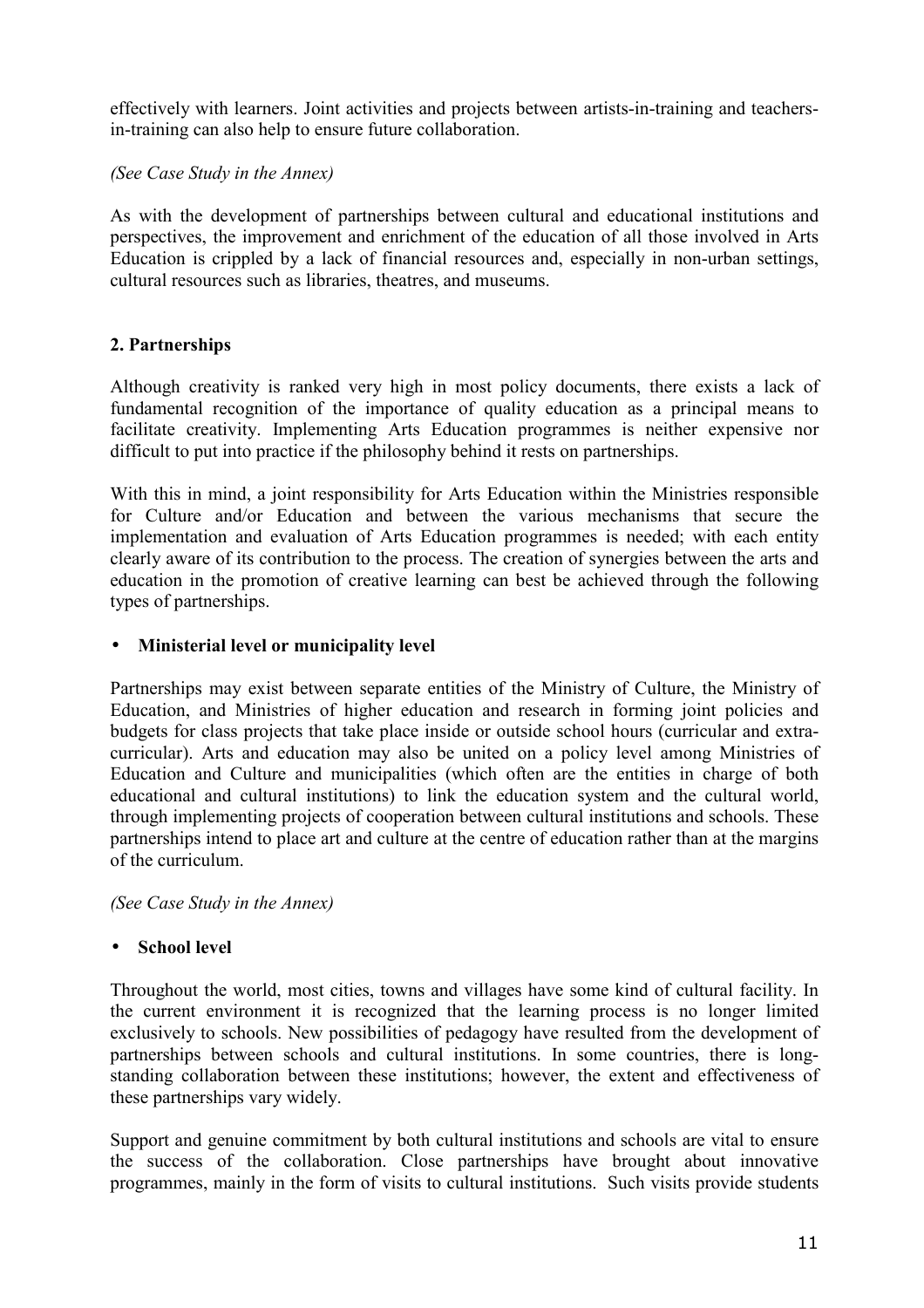effectively with learners. Joint activities and projects between artists-in-training and teachers-in-training can also help to ensure future collaboration.

*(See Case Study in the Annex)*

As with the development of partnerships between cultural and educational institutions and perspectives, the improvement and enrichment of the education of all those involved in Arts Education is crippled by a lack of financial resources and, especially in non-urban settings, cultural resources such as libraries, theatres, and museums.

## 2. Partnerships

Although creativity is ranked very high in most policy documents, there exists a lack of fundamental recognition of the importance of quality education as a principal means to facilitate creativity. Implementing Arts Education programmes is neither expensive nor difficult to put into practice if the philosophy behind it rests on partnerships.

With this in mind, a joint responsibility for Arts Education within the Ministries responsible for Culture and/or Education and between the various mechanisms that secure the implementation and evaluation of Arts Education programmes is needed; with each entity clearly aware of its contribution to the process. The creation of synergies between the arts and education in the promotion of creative learning can best be achieved through the following types of partnerships.

- **Ministerial level or municipality level**

Partnerships may exist between separate entities of the Ministry of Culture, the Ministry of Education, and Ministries of higher education and research in forming joint policies and budgets for class projects that take place inside or outside school hours (curricular and extra-curricular). Arts and education may also be united on a policy level among Ministries of Education and Culture and municipalities (which often are the entities in charge of both educational and cultural institutions) to link the education system and the cultural world, through implementing projects of cooperation between cultural institutions and schools. These partnerships intend to place art and culture at the centre of education rather than at the margins of the curriculum.

*(See Case Study in the Annex)*

- **School level**

Throughout the world, most cities, towns and villages have some kind of cultural facility. In the current environment it is recognized that the learning process is no longer limited exclusively to schools. New possibilities of pedagogy have resulted from the development of partnerships between schools and cultural institutions. In some countries, there is long-standing collaboration between these institutions; however, the extent and effectiveness of these partnerships vary widely.

Support and genuine commitment by both cultural institutions and schools are vital to ensure the success of the collaboration. Close partnerships have brought about innovative programmes, mainly in the form of visits to cultural institutions. Such visits provide students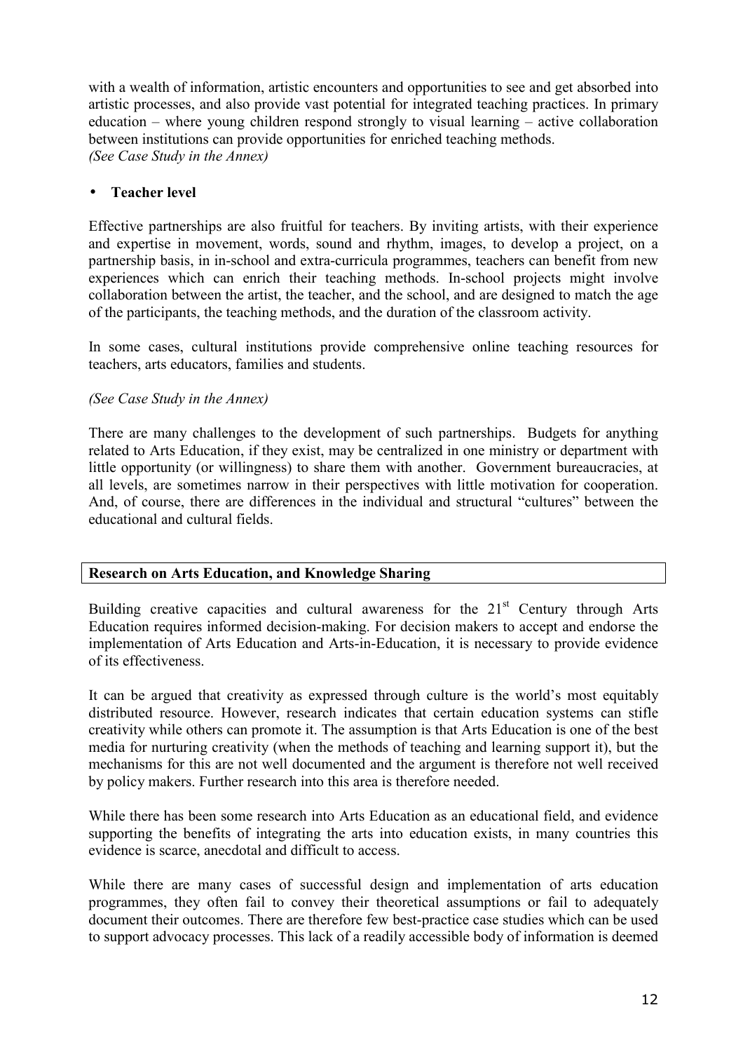with a wealth of information, artistic encounters and opportunities to see and get absorbed into artistic processes, and also provide vast potential for integrated teaching practices. In primary education – where young children respond strongly to visual learning – active collaboration between institutions can provide opportunities for enriched teaching methods.
*(See Case Study in the Annex)*

- **Teacher level**

Effective partnerships are also fruitful for teachers. By inviting artists, with their experience and expertise in movement, words, sound and rhythm, images, to develop a project, on a partnership basis, in in-school and extra-curricula programmes, teachers can benefit from new experiences which can enrich their teaching methods. In-school projects might involve collaboration between the artist, the teacher, and the school, and are designed to match the age of the participants, the teaching methods, and the duration of the classroom activity.

In some cases, cultural institutions provide comprehensive online teaching resources for teachers, arts educators, families and students.

*(See Case Study in the Annex)*

There are many challenges to the development of such partnerships. Budgets for anything related to Arts Education, if they exist, may be centralized in one ministry or department with little opportunity (or willingness) to share them with another. Government bureaucracies, at all levels, are sometimes narrow in their perspectives with little motivation for cooperation. And, of course, there are differences in the individual and structural "cultures" between the educational and cultural fields.

## Research on Arts Education, and Knowledge Sharing

Building creative capacities and cultural awareness for the 21st Century through Arts Education requires informed decision-making. For decision makers to accept and endorse the implementation of Arts Education and Arts-in-Education, it is necessary to provide evidence of its effectiveness.

It can be argued that creativity as expressed through culture is the world's most equitably distributed resource. However, research indicates that certain education systems can stifle creativity while others can promote it. The assumption is that Arts Education is one of the best media for nurturing creativity (when the methods of teaching and learning support it), but the mechanisms for this are not well documented and the argument is therefore not well received by policy makers. Further research into this area is therefore needed.

While there has been some research into Arts Education as an educational field, and evidence supporting the benefits of integrating the arts into education exists, in many countries this evidence is scarce, anecdotal and difficult to access.

While there are many cases of successful design and implementation of arts education programmes, they often fail to convey their theoretical assumptions or fail to adequately document their outcomes. There are therefore few best-practice case studies which can be used to support advocacy processes. This lack of a readily accessible body of information is deemed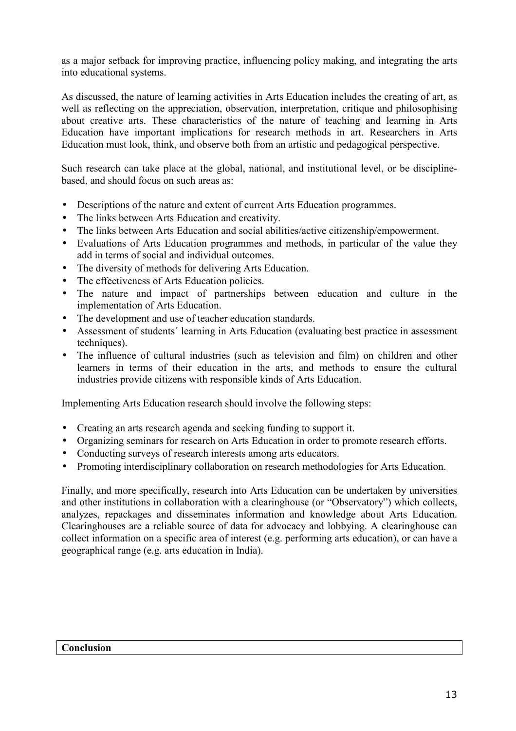as a major setback for improving practice, influencing policy making, and integrating the arts into educational systems.

As discussed, the nature of learning activities in Arts Education includes the creating of art, as well as reflecting on the appreciation, observation, interpretation, critique and philosophising about creative arts. These characteristics of the nature of teaching and learning in Arts Education have important implications for research methods in art. Researchers in Arts Education must look, think, and observe both from an artistic and pedagogical perspective.

Such research can take place at the global, national, and institutional level, or be discipline-based, and should focus on such areas as:

- Descriptions of the nature and extent of current Arts Education programmes.
- The links between Arts Education and creativity.
- The links between Arts Education and social abilities/active citizenship/empowerment.
- Evaluations of Arts Education programmes and methods, in particular of the value they add in terms of social and individual outcomes.
- The diversity of methods for delivering Arts Education.
- The effectiveness of Arts Education policies.
- The nature and impact of partnerships between education and culture in the implementation of Arts Education.
- The development and use of teacher education standards.
- Assessment of students´ learning in Arts Education (evaluating best practice in assessment techniques).
- The influence of cultural industries (such as television and film) on children and other learners in terms of their education in the arts, and methods to ensure the cultural industries provide citizens with responsible kinds of Arts Education.

Implementing Arts Education research should involve the following steps:

- Creating an arts research agenda and seeking funding to support it.
- Organizing seminars for research on Arts Education in order to promote research efforts.
- Conducting surveys of research interests among arts educators.
- Promoting interdisciplinary collaboration on research methodologies for Arts Education.

Finally, and more specifically, research into Arts Education can be undertaken by universities and other institutions in collaboration with a clearinghouse (or "Observatory") which collects, analyzes, repackages and disseminates information and knowledge about Arts Education. Clearinghouses are a reliable source of data for advocacy and lobbying. A clearinghouse can collect information on a specific area of interest (e.g. performing arts education), or can have a geographical range (e.g. arts education in India).

## Conclusion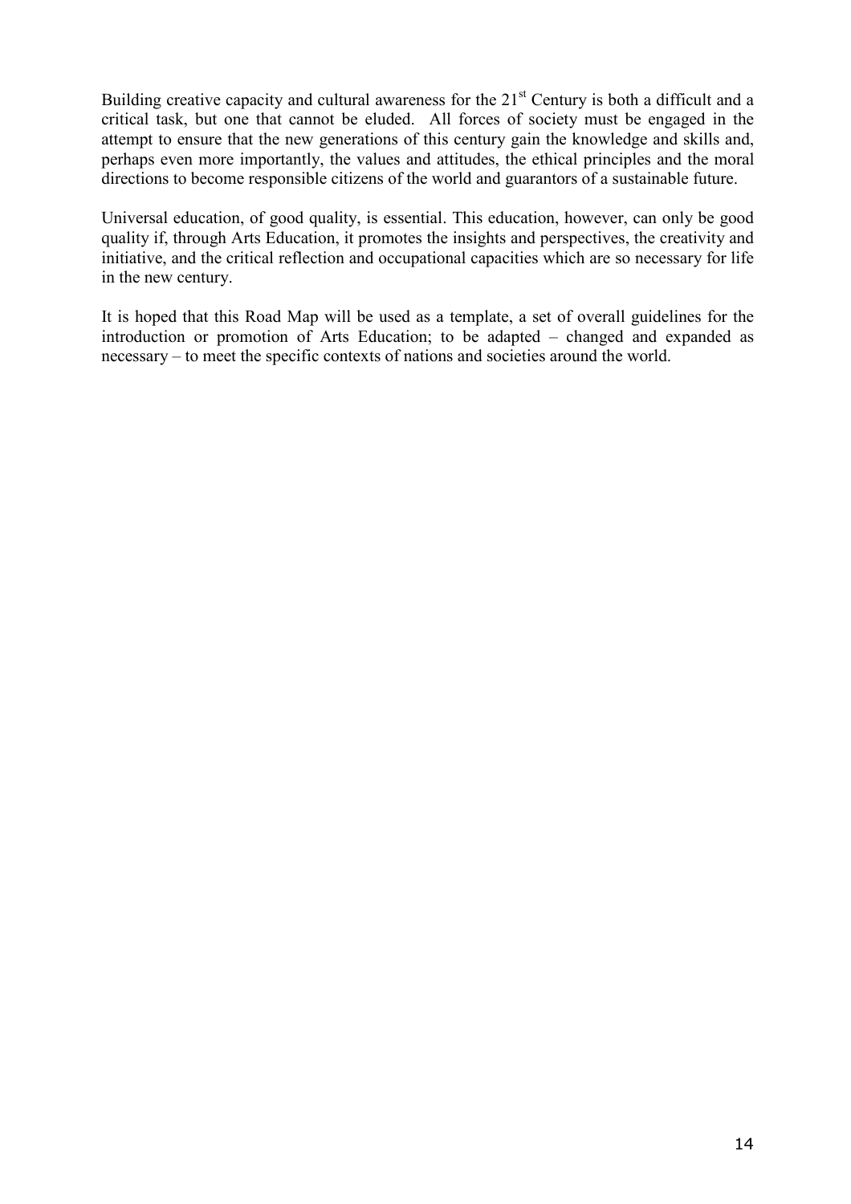Building creative capacity and cultural awareness for the 21st Century is both a difficult and a critical task, but one that cannot be eluded. All forces of society must be engaged in the attempt to ensure that the new generations of this century gain the knowledge and skills and, perhaps even more importantly, the values and attitudes, the ethical principles and the moral directions to become responsible citizens of the world and guarantors of a sustainable future.

Universal education, of good quality, is essential. This education, however, can only be good quality if, through Arts Education, it promotes the insights and perspectives, the creativity and initiative, and the critical reflection and occupational capacities which are so necessary for life in the new century.

It is hoped that this Road Map will be used as a template, a set of overall guidelines for the introduction or promotion of Arts Education; to be adapted – changed and expanded as necessary – to meet the specific contexts of nations and societies around the world.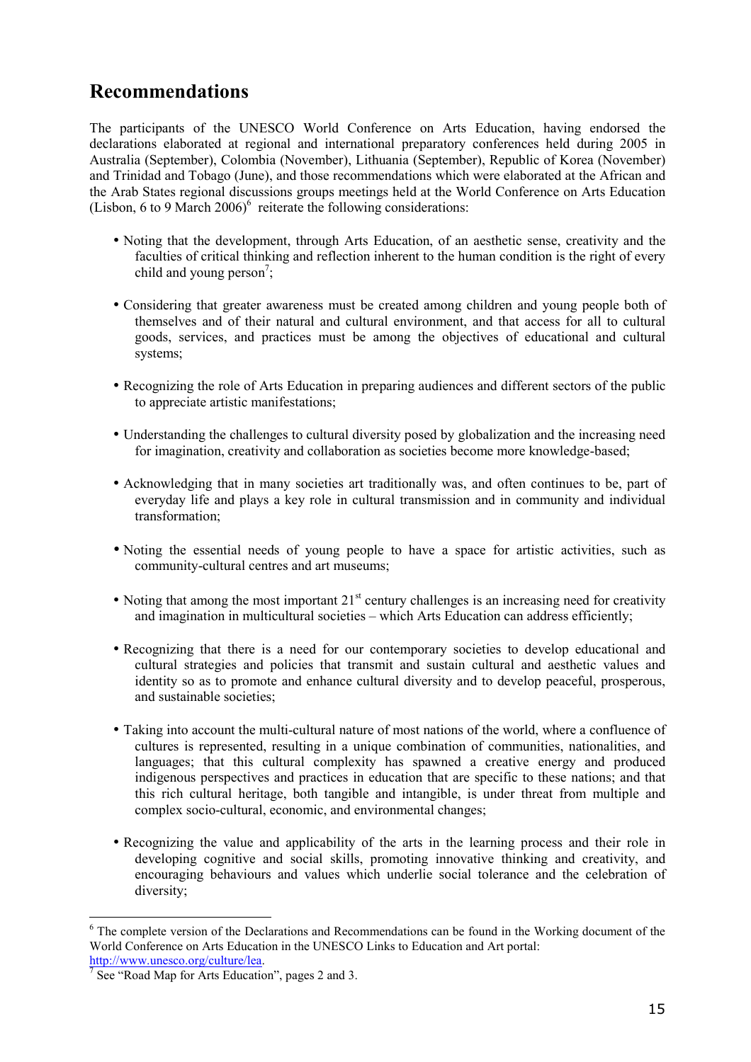## Recommendations

The participants of the UNESCO World Conference on Arts Education, having endorsed the declarations elaborated at regional and international preparatory conferences held during 2005 in Australia (September), Colombia (November), Lithuania (September), Republic of Korea (November) and Trinidad and Tobago (June), and those recommendations which were elaborated at the African and the Arab States regional discussions groups meetings held at the World Conference on Arts Education (Lisbon, 6 to 9 March 2006)[6] reiterate the following considerations:

- Noting that the development, through Arts Education, of an aesthetic sense, creativity and the faculties of critical thinking and reflection inherent to the human condition is the right of every child and young person[7];
- Considering that greater awareness must be created among children and young people both of themselves and of their natural and cultural environment, and that access for all to cultural goods, services, and practices must be among the objectives of educational and cultural systems;
- Recognizing the role of Arts Education in preparing audiences and different sectors of the public to appreciate artistic manifestations;
- Understanding the challenges to cultural diversity posed by globalization and the increasing need for imagination, creativity and collaboration as societies become more knowledge-based;
- Acknowledging that in many societies art traditionally was, and often continues to be, part of everyday life and plays a key role in cultural transmission and in community and individual transformation;
- Noting the essential needs of young people to have a space for artistic activities, such as community-cultural centres and art museums;
- Noting that among the most important 21st century challenges is an increasing need for creativity and imagination in multicultural societies – which Arts Education can address efficiently;
- Recognizing that there is a need for our contemporary societies to develop educational and cultural strategies and policies that transmit and sustain cultural and aesthetic values and identity so as to promote and enhance cultural diversity and to develop peaceful, prosperous, and sustainable societies;
- Taking into account the multi-cultural nature of most nations of the world, where a confluence of cultures is represented, resulting in a unique combination of communities, nationalities, and languages; that this cultural complexity has spawned a creative energy and produced indigenous perspectives and practices in education that are specific to these nations; and that this rich cultural heritage, both tangible and intangible, is under threat from multiple and complex socio-cultural, economic, and environmental changes;
- Recognizing the value and applicability of the arts in the learning process and their role in developing cognitive and social skills, promoting innovative thinking and creativity, and encouraging behaviours and values which underlie social tolerance and the celebration of diversity;

---

[6] The complete version of the Declarations and Recommendations can be found in the Working document of the World Conference on Arts Education in the UNESCO Links to Education and Art portal: http://www.unesco.org/culture/lea.

[7] See "Road Map for Arts Education", pages 2 and 3.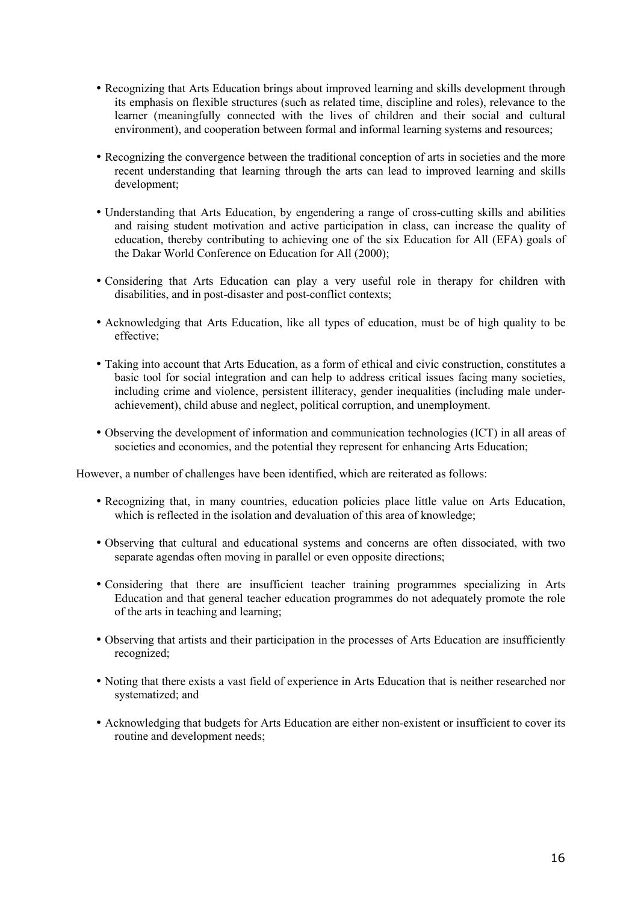- Recognizing that Arts Education brings about improved learning and skills development through its emphasis on flexible structures (such as related time, discipline and roles), relevance to the learner (meaningfully connected with the lives of children and their social and cultural environment), and cooperation between formal and informal learning systems and resources;

- Recognizing the convergence between the traditional conception of arts in societies and the more recent understanding that learning through the arts can lead to improved learning and skills development;

- Understanding that Arts Education, by engendering a range of cross-cutting skills and abilities and raising student motivation and active participation in class, can increase the quality of education, thereby contributing to achieving one of the six Education for All (EFA) goals of the Dakar World Conference on Education for All (2000);

- Considering that Arts Education can play a very useful role in therapy for children with disabilities, and in post-disaster and post-conflict contexts;

- Acknowledging that Arts Education, like all types of education, must be of high quality to be effective;

- Taking into account that Arts Education, as a form of ethical and civic construction, constitutes a basic tool for social integration and can help to address critical issues facing many societies, including crime and violence, persistent illiteracy, gender inequalities (including male under-achievement), child abuse and neglect, political corruption, and unemployment.

- Observing the development of information and communication technologies (ICT) in all areas of societies and economies, and the potential they represent for enhancing Arts Education;

However, a number of challenges have been identified, which are reiterated as follows:

- Recognizing that, in many countries, education policies place little value on Arts Education, which is reflected in the isolation and devaluation of this area of knowledge;

- Observing that cultural and educational systems and concerns are often dissociated, with two separate agendas often moving in parallel or even opposite directions;

- Considering that there are insufficient teacher training programmes specializing in Arts Education and that general teacher education programmes do not adequately promote the role of the arts in teaching and learning;

- Observing that artists and their participation in the processes of Arts Education are insufficiently recognized;

- Noting that there exists a vast field of experience in Arts Education that is neither researched nor systematized; and

- Acknowledging that budgets for Arts Education are either non-existent or insufficient to cover its routine and development needs;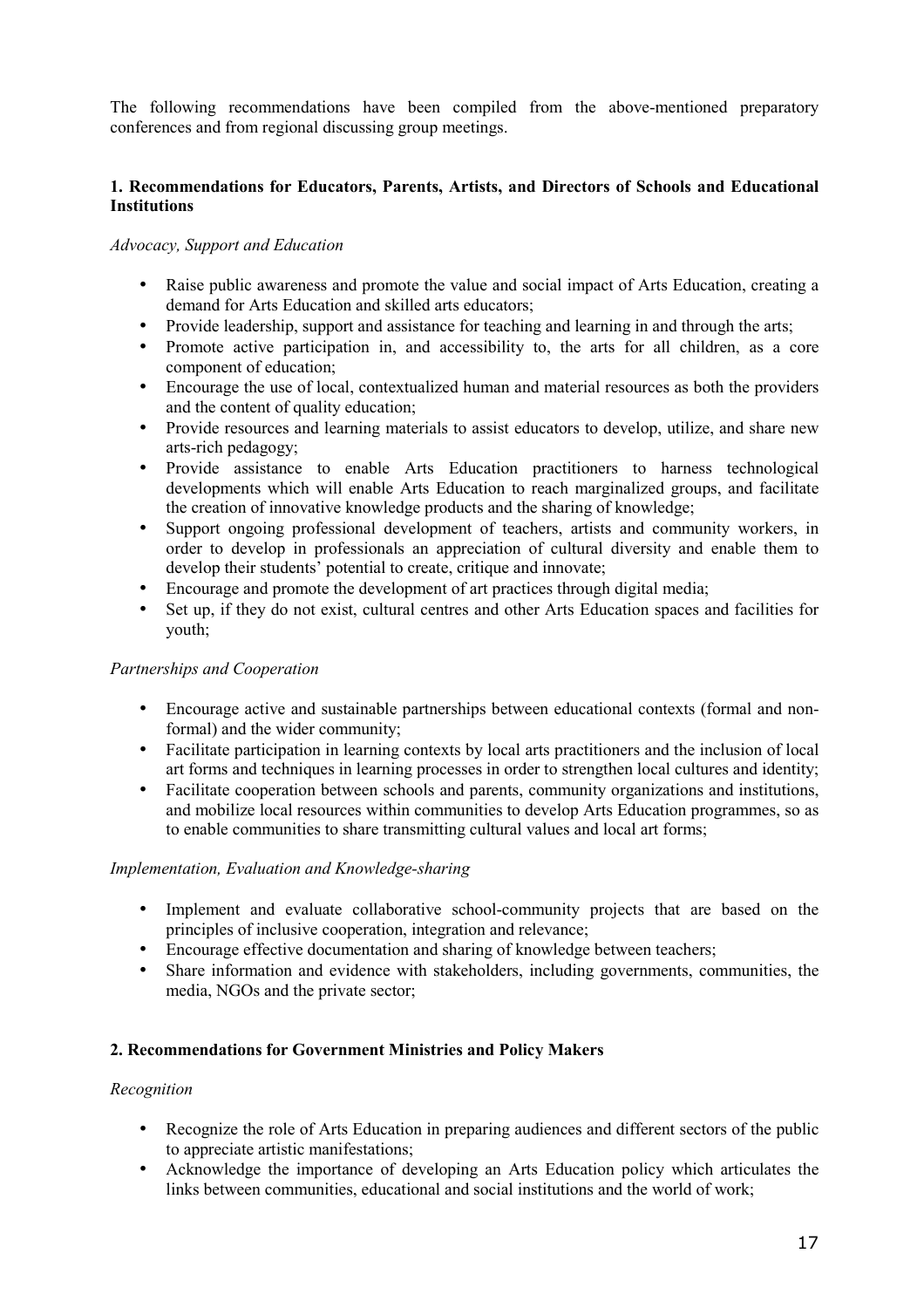The following recommendations have been compiled from the above-mentioned preparatory conferences and from regional discussing group meetings.

**1. Recommendations for Educators, Parents, Artists, and Directors of Schools and Educational Institutions**

*Advocacy, Support and Education*

- Raise public awareness and promote the value and social impact of Arts Education, creating a demand for Arts Education and skilled arts educators;
- Provide leadership, support and assistance for teaching and learning in and through the arts;
- Promote active participation in, and accessibility to, the arts for all children, as a core component of education;
- Encourage the use of local, contextualized human and material resources as both the providers and the content of quality education;
- Provide resources and learning materials to assist educators to develop, utilize, and share new arts-rich pedagogy;
- Provide assistance to enable Arts Education practitioners to harness technological developments which will enable Arts Education to reach marginalized groups, and facilitate the creation of innovative knowledge products and the sharing of knowledge;
- Support ongoing professional development of teachers, artists and community workers, in order to develop in professionals an appreciation of cultural diversity and enable them to develop their students' potential to create, critique and innovate;
- Encourage and promote the development of art practices through digital media;
- Set up, if they do not exist, cultural centres and other Arts Education spaces and facilities for youth;

*Partnerships and Cooperation*

- Encourage active and sustainable partnerships between educational contexts (formal and non-formal) and the wider community;
- Facilitate participation in learning contexts by local arts practitioners and the inclusion of local art forms and techniques in learning processes in order to strengthen local cultures and identity;
- Facilitate cooperation between schools and parents, community organizations and institutions, and mobilize local resources within communities to develop Arts Education programmes, so as to enable communities to share transmitting cultural values and local art forms;

*Implementation, Evaluation and Knowledge-sharing*

- Implement and evaluate collaborative school-community projects that are based on the principles of inclusive cooperation, integration and relevance;
- Encourage effective documentation and sharing of knowledge between teachers;
- Share information and evidence with stakeholders, including governments, communities, the media, NGOs and the private sector;

**2. Recommendations for Government Ministries and Policy Makers**

*Recognition*

- Recognize the role of Arts Education in preparing audiences and different sectors of the public to appreciate artistic manifestations;
- Acknowledge the importance of developing an Arts Education policy which articulates the links between communities, educational and social institutions and the world of work;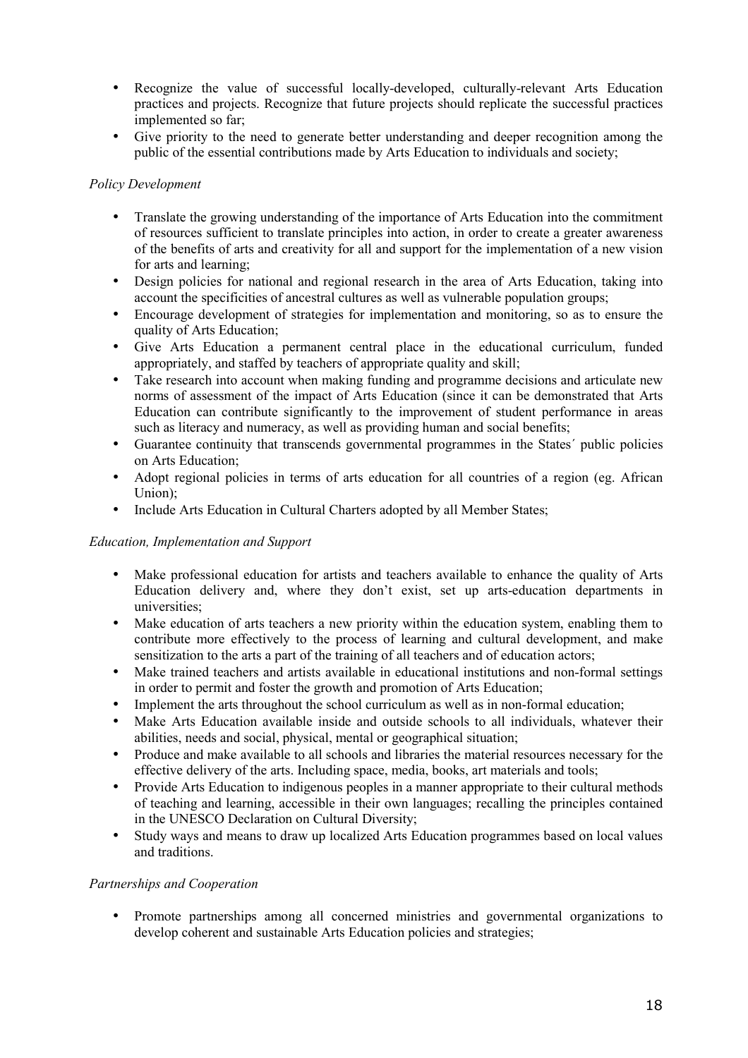- Recognize the value of successful locally-developed, culturally-relevant Arts Education practices and projects. Recognize that future projects should replicate the successful practices implemented so far;
- Give priority to the need to generate better understanding and deeper recognition among the public of the essential contributions made by Arts Education to individuals and society;

*Policy Development*

- Translate the growing understanding of the importance of Arts Education into the commitment of resources sufficient to translate principles into action, in order to create a greater awareness of the benefits of arts and creativity for all and support for the implementation of a new vision for arts and learning;
- Design policies for national and regional research in the area of Arts Education, taking into account the specificities of ancestral cultures as well as vulnerable population groups;
- Encourage development of strategies for implementation and monitoring, so as to ensure the quality of Arts Education;
- Give Arts Education a permanent central place in the educational curriculum, funded appropriately, and staffed by teachers of appropriate quality and skill;
- Take research into account when making funding and programme decisions and articulate new norms of assessment of the impact of Arts Education (since it can be demonstrated that Arts Education can contribute significantly to the improvement of student performance in areas such as literacy and numeracy, as well as providing human and social benefits;
- Guarantee continuity that transcends governmental programmes in the States´ public policies on Arts Education;
- Adopt regional policies in terms of arts education for all countries of a region (eg. African Union);
- Include Arts Education in Cultural Charters adopted by all Member States;

*Education, Implementation and Support*

- Make professional education for artists and teachers available to enhance the quality of Arts Education delivery and, where they don't exist, set up arts-education departments in universities;
- Make education of arts teachers a new priority within the education system, enabling them to contribute more effectively to the process of learning and cultural development, and make sensitization to the arts a part of the training of all teachers and of education actors;
- Make trained teachers and artists available in educational institutions and non-formal settings in order to permit and foster the growth and promotion of Arts Education;
- Implement the arts throughout the school curriculum as well as in non-formal education;
- Make Arts Education available inside and outside schools to all individuals, whatever their abilities, needs and social, physical, mental or geographical situation;
- Produce and make available to all schools and libraries the material resources necessary for the effective delivery of the arts. Including space, media, books, art materials and tools;
- Provide Arts Education to indigenous peoples in a manner appropriate to their cultural methods of teaching and learning, accessible in their own languages; recalling the principles contained in the UNESCO Declaration on Cultural Diversity;
- Study ways and means to draw up localized Arts Education programmes based on local values and traditions.

*Partnerships and Cooperation*

- Promote partnerships among all concerned ministries and governmental organizations to develop coherent and sustainable Arts Education policies and strategies;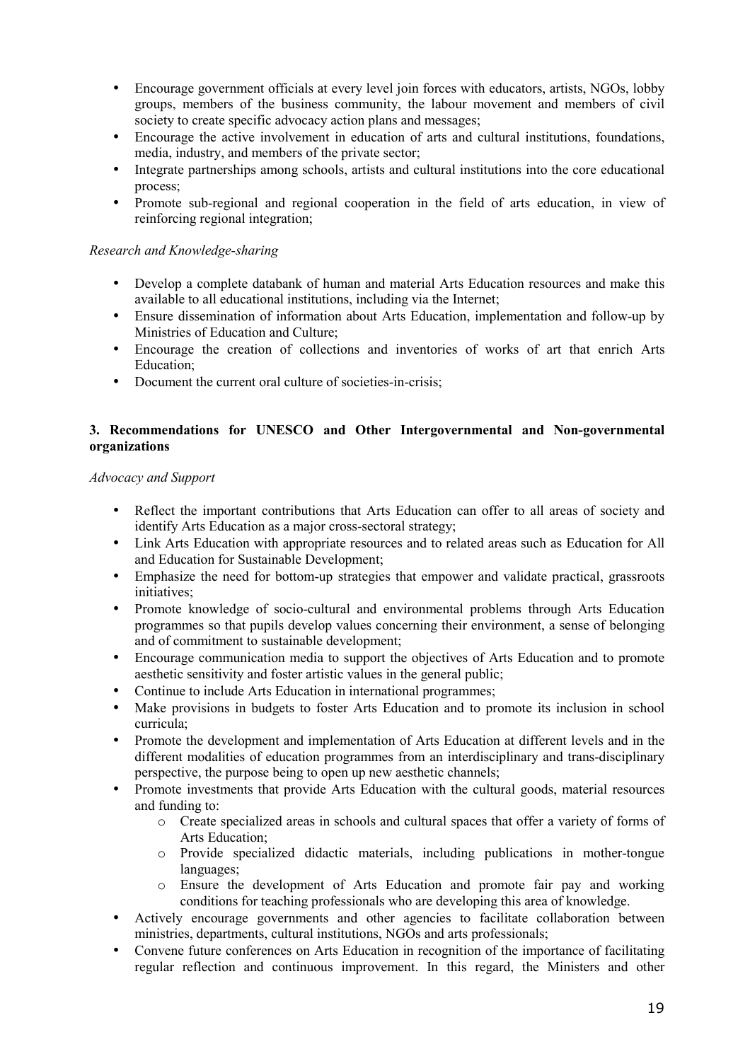- Encourage government officials at every level join forces with educators, artists, NGOs, lobby groups, members of the business community, the labour movement and members of civil society to create specific advocacy action plans and messages;
- Encourage the active involvement in education of arts and cultural institutions, foundations, media, industry, and members of the private sector;
- Integrate partnerships among schools, artists and cultural institutions into the core educational process;
- Promote sub-regional and regional cooperation in the field of arts education, in view of reinforcing regional integration;

*Research and Knowledge-sharing*

- Develop a complete databank of human and material Arts Education resources and make this available to all educational institutions, including via the Internet;
- Ensure dissemination of information about Arts Education, implementation and follow-up by Ministries of Education and Culture;
- Encourage the creation of collections and inventories of works of art that enrich Arts Education;
- Document the current oral culture of societies-in-crisis;

### 3. Recommendations for UNESCO and Other Intergovernmental and Non-governmental organizations

*Advocacy and Support*

- Reflect the important contributions that Arts Education can offer to all areas of society and identify Arts Education as a major cross-sectoral strategy;
- Link Arts Education with appropriate resources and to related areas such as Education for All and Education for Sustainable Development;
- Emphasize the need for bottom-up strategies that empower and validate practical, grassroots initiatives;
- Promote knowledge of socio-cultural and environmental problems through Arts Education programmes so that pupils develop values concerning their environment, a sense of belonging and of commitment to sustainable development;
- Encourage communication media to support the objectives of Arts Education and to promote aesthetic sensitivity and foster artistic values in the general public;
- Continue to include Arts Education in international programmes;
- Make provisions in budgets to foster Arts Education and to promote its inclusion in school curricula;
- Promote the development and implementation of Arts Education at different levels and in the different modalities of education programmes from an interdisciplinary and trans-disciplinary perspective, the purpose being to open up new aesthetic channels;
- Promote investments that provide Arts Education with the cultural goods, material resources and funding to:
    - Create specialized areas in schools and cultural spaces that offer a variety of forms of Arts Education;
    - Provide specialized didactic materials, including publications in mother-tongue languages;
    - Ensure the development of Arts Education and promote fair pay and working conditions for teaching professionals who are developing this area of knowledge.
- Actively encourage governments and other agencies to facilitate collaboration between ministries, departments, cultural institutions, NGOs and arts professionals;
- Convene future conferences on Arts Education in recognition of the importance of facilitating regular reflection and continuous improvement. In this regard, the Ministers and other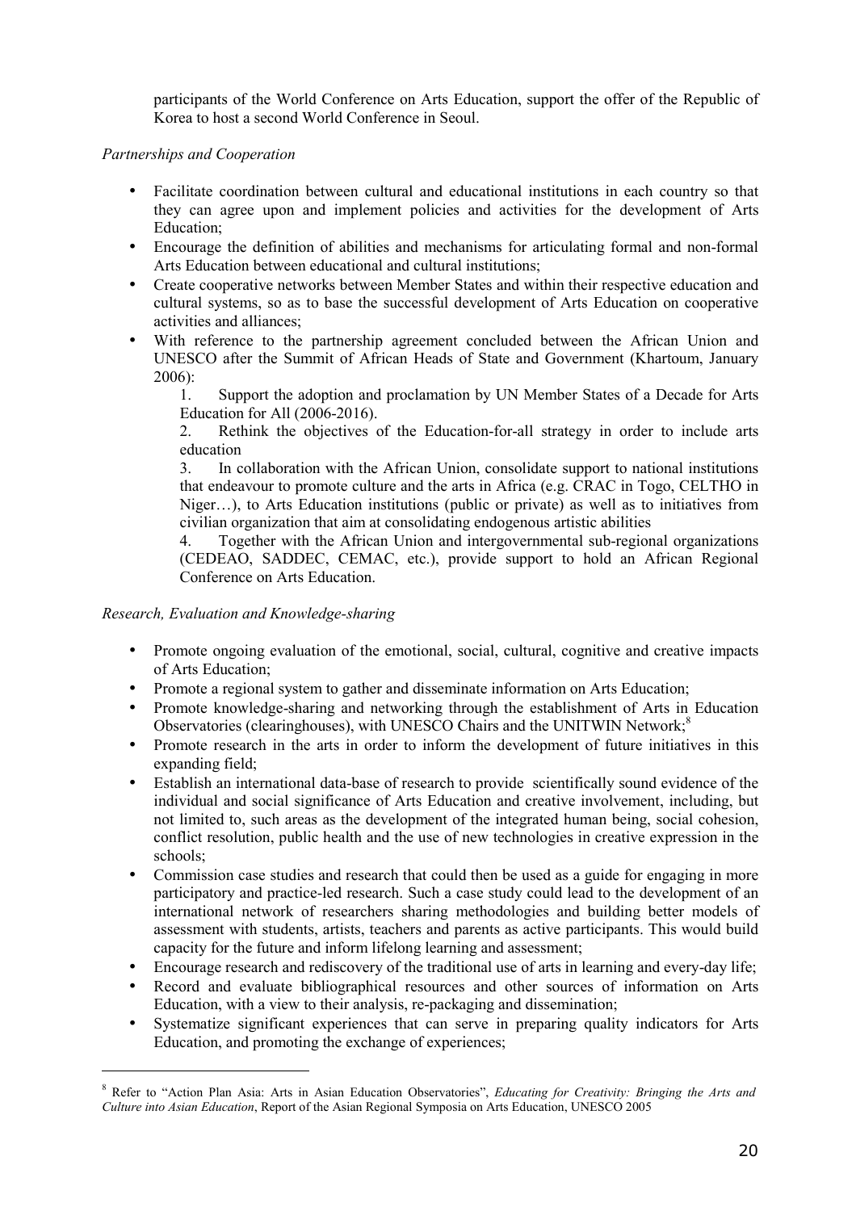participants of the World Conference on Arts Education, support the offer of the Republic of Korea to host a second World Conference in Seoul.

*Partnerships and Cooperation*

- Facilitate coordination between cultural and educational institutions in each country so that they can agree upon and implement policies and activities for the development of Arts Education;
- Encourage the definition of abilities and mechanisms for articulating formal and non-formal Arts Education between educational and cultural institutions;
- Create cooperative networks between Member States and within their respective education and cultural systems, so as to base the successful development of Arts Education on cooperative activities and alliances;
- With reference to the partnership agreement concluded between the African Union and UNESCO after the Summit of African Heads of State and Government (Khartoum, January 2006):
  1. Support the adoption and proclamation by UN Member States of a Decade for Arts Education for All (2006-2016).
  2. Rethink the objectives of the Education-for-all strategy in order to include arts education
  3. In collaboration with the African Union, consolidate support to national institutions that endeavour to promote culture and the arts in Africa (e.g. CRAC in Togo, CELTHO in Niger…), to Arts Education institutions (public or private) as well as to initiatives from civilian organization that aim at consolidating endogenous artistic abilities
  4. Together with the African Union and intergovernmental sub-regional organizations (CEDEAO, SADDEC, CEMAC, etc.), provide support to hold an African Regional Conference on Arts Education.

*Research, Evaluation and Knowledge-sharing*

- Promote ongoing evaluation of the emotional, social, cultural, cognitive and creative impacts of Arts Education;
- Promote a regional system to gather and disseminate information on Arts Education;
- Promote knowledge-sharing and networking through the establishment of Arts in Education Observatories (clearinghouses), with UNESCO Chairs and the UNITWIN Network;[8]
- Promote research in the arts in order to inform the development of future initiatives in this expanding field;
- Establish an international data-base of research to provide scientifically sound evidence of the individual and social significance of Arts Education and creative involvement, including, but not limited to, such areas as the development of the integrated human being, social cohesion, conflict resolution, public health and the use of new technologies in creative expression in the schools;
- Commission case studies and research that could then be used as a guide for engaging in more participatory and practice-led research. Such a case study could lead to the development of an international network of researchers sharing methodologies and building better models of assessment with students, artists, teachers and parents as active participants. This would build capacity for the future and inform lifelong learning and assessment;
- Encourage research and rediscovery of the traditional use of arts in learning and every-day life;
- Record and evaluate bibliographical resources and other sources of information on Arts Education, with a view to their analysis, re-packaging and dissemination;
- Systematize significant experiences that can serve in preparing quality indicators for Arts Education, and promoting the exchange of experiences;

---

[8] Refer to "Action Plan Asia: Arts in Asian Education Observatories", *Educating for Creativity: Bringing the Arts and Culture into Asian Education*, Report of the Asian Regional Symposia on Arts Education, UNESCO 2005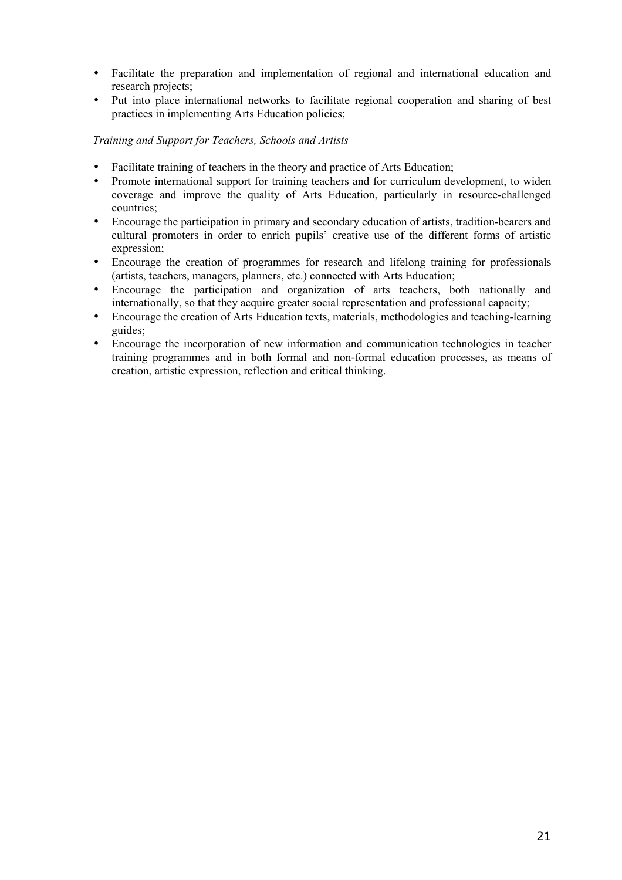- Facilitate the preparation and implementation of regional and international education and research projects;
- Put into place international networks to facilitate regional cooperation and sharing of best practices in implementing Arts Education policies;

*Training and Support for Teachers, Schools and Artists*

- Facilitate training of teachers in the theory and practice of Arts Education;
- Promote international support for training teachers and for curriculum development, to widen coverage and improve the quality of Arts Education, particularly in resource-challenged countries;
- Encourage the participation in primary and secondary education of artists, tradition-bearers and cultural promoters in order to enrich pupils' creative use of the different forms of artistic expression;
- Encourage the creation of programmes for research and lifelong training for professionals (artists, teachers, managers, planners, etc.) connected with Arts Education;
- Encourage the participation and organization of arts teachers, both nationally and internationally, so that they acquire greater social representation and professional capacity;
- Encourage the creation of Arts Education texts, materials, methodologies and teaching-learning guides;
- Encourage the incorporation of new information and communication technologies in teacher training programmes and in both formal and non-formal education processes, as means of creation, artistic expression, reflection and critical thinking.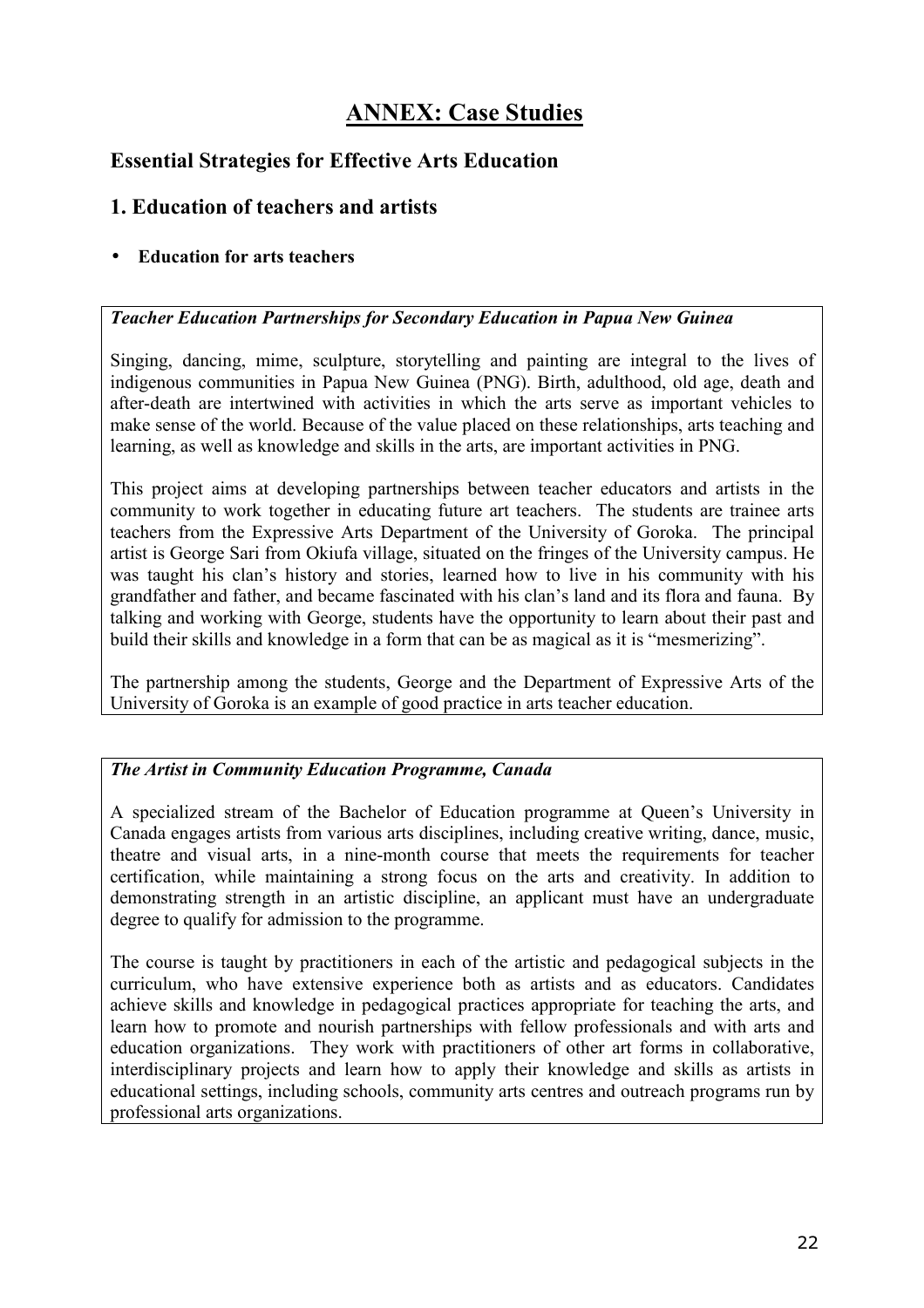# ANNEX: Case Studies

## Essential Strategies for Effective Arts Education

## 1. Education of teachers and artists

- **Education for arts teachers**

***Teacher Education Partnerships for Secondary Education in Papua New Guinea***

Singing, dancing, mime, sculpture, storytelling and painting are integral to the lives of indigenous communities in Papua New Guinea (PNG). Birth, adulthood, old age, death and after-death are intertwined with activities in which the arts serve as important vehicles to make sense of the world. Because of the value placed on these relationships, arts teaching and learning, as well as knowledge and skills in the arts, are important activities in PNG.

This project aims at developing partnerships between teacher educators and artists in the community to work together in educating future art teachers. The students are trainee arts teachers from the Expressive Arts Department of the University of Goroka. The principal artist is George Sari from Okiufa village, situated on the fringes of the University campus. He was taught his clan's history and stories, learned how to live in his community with his grandfather and father, and became fascinated with his clan's land and its flora and fauna. By talking and working with George, students have the opportunity to learn about their past and build their skills and knowledge in a form that can be as magical as it is "mesmerizing".

The partnership among the students, George and the Department of Expressive Arts of the University of Goroka is an example of good practice in arts teacher education.

***The Artist in Community Education Programme, Canada***

A specialized stream of the Bachelor of Education programme at Queen's University in Canada engages artists from various arts disciplines, including creative writing, dance, music, theatre and visual arts, in a nine-month course that meets the requirements for teacher certification, while maintaining a strong focus on the arts and creativity. In addition to demonstrating strength in an artistic discipline, an applicant must have an undergraduate degree to qualify for admission to the programme.

The course is taught by practitioners in each of the artistic and pedagogical subjects in the curriculum, who have extensive experience both as artists and as educators. Candidates achieve skills and knowledge in pedagogical practices appropriate for teaching the arts, and learn how to promote and nourish partnerships with fellow professionals and with arts and education organizations. They work with practitioners of other art forms in collaborative, interdisciplinary projects and learn how to apply their knowledge and skills as artists in educational settings, including schools, community arts centres and outreach programs run by professional arts organizations.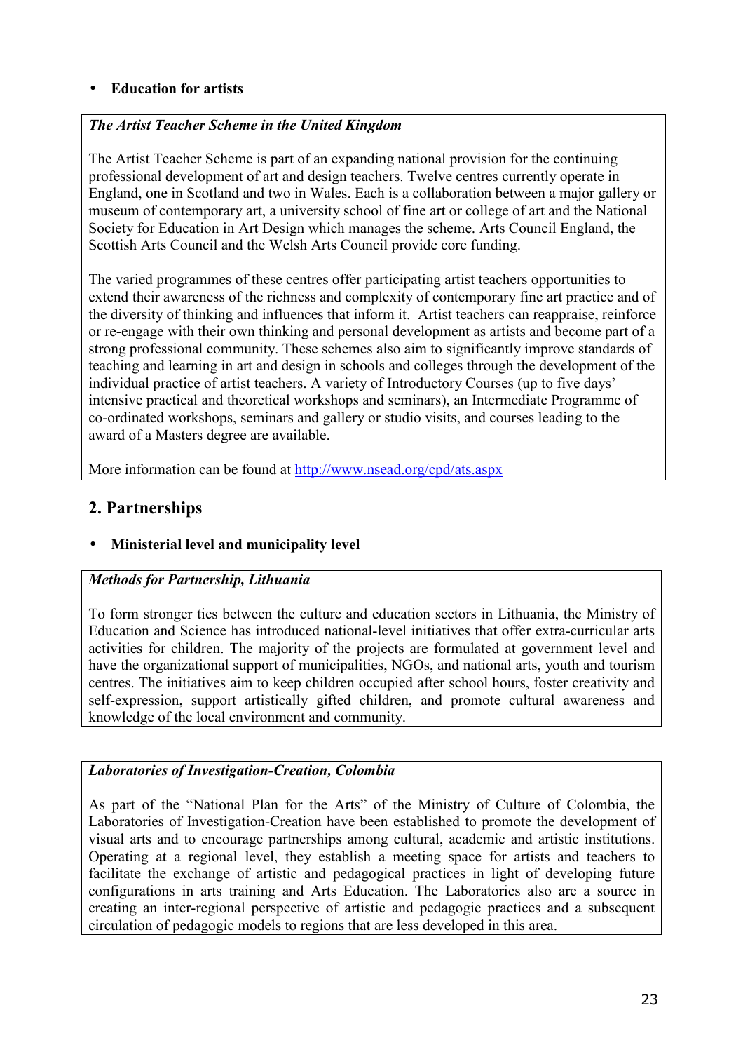- **Education for artists**

***The Artist Teacher Scheme in the United Kingdom***

The Artist Teacher Scheme is part of an expanding national provision for the continuing professional development of art and design teachers. Twelve centres currently operate in England, one in Scotland and two in Wales. Each is a collaboration between a major gallery or museum of contemporary art, a university school of fine art or college of art and the National Society for Education in Art Design which manages the scheme. Arts Council England, the Scottish Arts Council and the Welsh Arts Council provide core funding.

The varied programmes of these centres offer participating artist teachers opportunities to extend their awareness of the richness and complexity of contemporary fine art practice and of the diversity of thinking and influences that inform it. Artist teachers can reappraise, reinforce or re-engage with their own thinking and personal development as artists and become part of a strong professional community. These schemes also aim to significantly improve standards of teaching and learning in art and design in schools and colleges through the development of the individual practice of artist teachers. A variety of Introductory Courses (up to five days' intensive practical and theoretical workshops and seminars), an Intermediate Programme of co-ordinated workshops, seminars and gallery or studio visits, and courses leading to the award of a Masters degree are available.

More information can be found at http://www.nsead.org/cpd/ats.aspx

## 2. Partnerships

- **Ministerial level and municipality level**

***Methods for Partnership, Lithuania***

To form stronger ties between the culture and education sectors in Lithuania, the Ministry of Education and Science has introduced national-level initiatives that offer extra-curricular arts activities for children. The majority of the projects are formulated at government level and have the organizational support of municipalities, NGOs, and national arts, youth and tourism centres. The initiatives aim to keep children occupied after school hours, foster creativity and self-expression, support artistically gifted children, and promote cultural awareness and knowledge of the local environment and community.

***Laboratories of Investigation-Creation, Colombia***

As part of the "National Plan for the Arts" of the Ministry of Culture of Colombia, the Laboratories of Investigation-Creation have been established to promote the development of visual arts and to encourage partnerships among cultural, academic and artistic institutions. Operating at a regional level, they establish a meeting space for artists and teachers to facilitate the exchange of artistic and pedagogical practices in light of developing future configurations in arts training and Arts Education. The Laboratories also are a source in creating an inter-regional perspective of artistic and pedagogic practices and a subsequent circulation of pedagogic models to regions that are less developed in this area.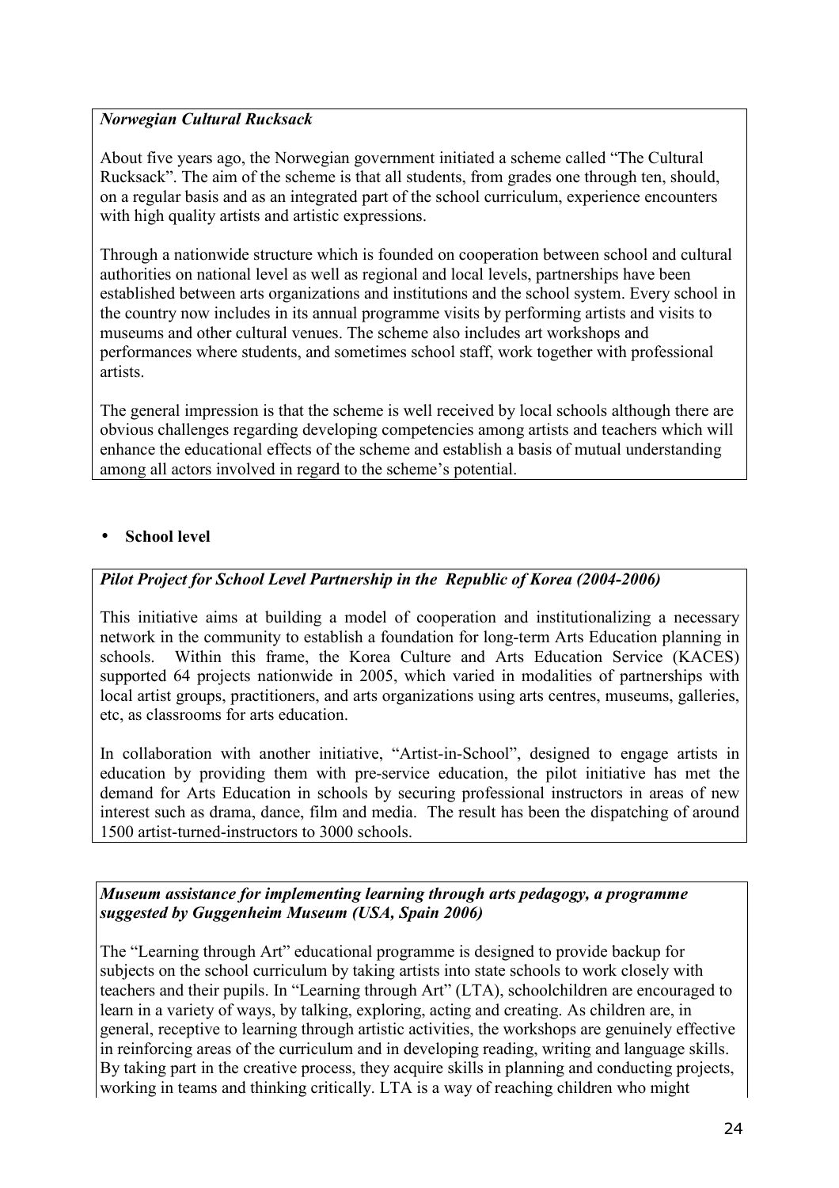***Norwegian Cultural Rucksack***

About five years ago, the Norwegian government initiated a scheme called "The Cultural Rucksack". The aim of the scheme is that all students, from grades one through ten, should, on a regular basis and as an integrated part of the school curriculum, experience encounters with high quality artists and artistic expressions.

Through a nationwide structure which is founded on cooperation between school and cultural authorities on national level as well as regional and local levels, partnerships have been established between arts organizations and institutions and the school system. Every school in the country now includes in its annual programme visits by performing artists and visits to museums and other cultural venues. The scheme also includes art workshops and performances where students, and sometimes school staff, work together with professional artists.

The general impression is that the scheme is well received by local schools although there are obvious challenges regarding developing competencies among artists and teachers which will enhance the educational effects of the scheme and establish a basis of mutual understanding among all actors involved in regard to the scheme's potential.

- **School level**

***Pilot Project for School Level Partnership in the Republic of Korea (2004-2006)***

This initiative aims at building a model of cooperation and institutionalizing a necessary network in the community to establish a foundation for long-term Arts Education planning in schools. Within this frame, the Korea Culture and Arts Education Service (KACES) supported 64 projects nationwide in 2005, which varied in modalities of partnerships with local artist groups, practitioners, and arts organizations using arts centres, museums, galleries, etc, as classrooms for arts education.

In collaboration with another initiative, "Artist-in-School", designed to engage artists in education by providing them with pre-service education, the pilot initiative has met the demand for Arts Education in schools by securing professional instructors in areas of new interest such as drama, dance, film and media. The result has been the dispatching of around 1500 artist-turned-instructors to 3000 schools.

***Museum assistance for implementing learning through arts pedagogy, a programme suggested by Guggenheim Museum (USA, Spain 2006)***

The "Learning through Art" educational programme is designed to provide backup for subjects on the school curriculum by taking artists into state schools to work closely with teachers and their pupils. In "Learning through Art" (LTA), schoolchildren are encouraged to learn in a variety of ways, by talking, exploring, acting and creating. As children are, in general, receptive to learning through artistic activities, the workshops are genuinely effective in reinforcing areas of the curriculum and in developing reading, writing and language skills. By taking part in the creative process, they acquire skills in planning and conducting projects, working in teams and thinking critically. LTA is a way of reaching children who might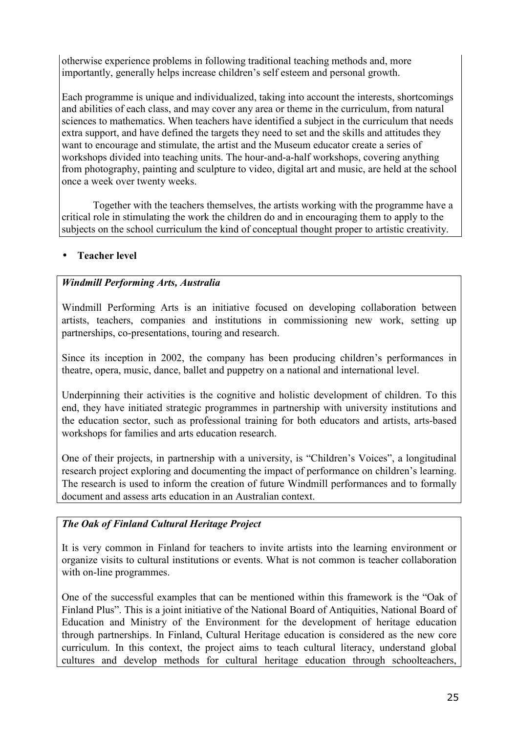otherwise experience problems in following traditional teaching methods and, more importantly, generally helps increase children's self esteem and personal growth.

Each programme is unique and individualized, taking into account the interests, shortcomings and abilities of each class, and may cover any area or theme in the curriculum, from natural sciences to mathematics. When teachers have identified a subject in the curriculum that needs extra support, and have defined the targets they need to set and the skills and attitudes they want to encourage and stimulate, the artist and the Museum educator create a series of workshops divided into teaching units. The hour-and-a-half workshops, covering anything from photography, painting and sculpture to video, digital art and music, are held at the school once a week over twenty weeks.

Together with the teachers themselves, the artists working with the programme have a critical role in stimulating the work the children do and in encouraging them to apply to the subjects on the school curriculum the kind of conceptual thought proper to artistic creativity.

- **Teacher level**

***Windmill Performing Arts, Australia***

Windmill Performing Arts is an initiative focused on developing collaboration between artists, teachers, companies and institutions in commissioning new work, setting up partnerships, co-presentations, touring and research.

Since its inception in 2002, the company has been producing children's performances in theatre, opera, music, dance, ballet and puppetry on a national and international level.

Underpinning their activities is the cognitive and holistic development of children. To this end, they have initiated strategic programmes in partnership with university institutions and the education sector, such as professional training for both educators and artists, arts-based workshops for families and arts education research.

One of their projects, in partnership with a university, is "Children's Voices", a longitudinal research project exploring and documenting the impact of performance on children's learning. The research is used to inform the creation of future Windmill performances and to formally document and assess arts education in an Australian context.

***The Oak of Finland Cultural Heritage Project***

It is very common in Finland for teachers to invite artists into the learning environment or organize visits to cultural institutions or events. What is not common is teacher collaboration with on-line programmes.

One of the successful examples that can be mentioned within this framework is the "Oak of Finland Plus". This is a joint initiative of the National Board of Antiquities, National Board of Education and Ministry of the Environment for the development of heritage education through partnerships. In Finland, Cultural Heritage education is considered as the new core curriculum. In this context, the project aims to teach cultural literacy, understand global cultures and develop methods for cultural heritage education through schoolteachers,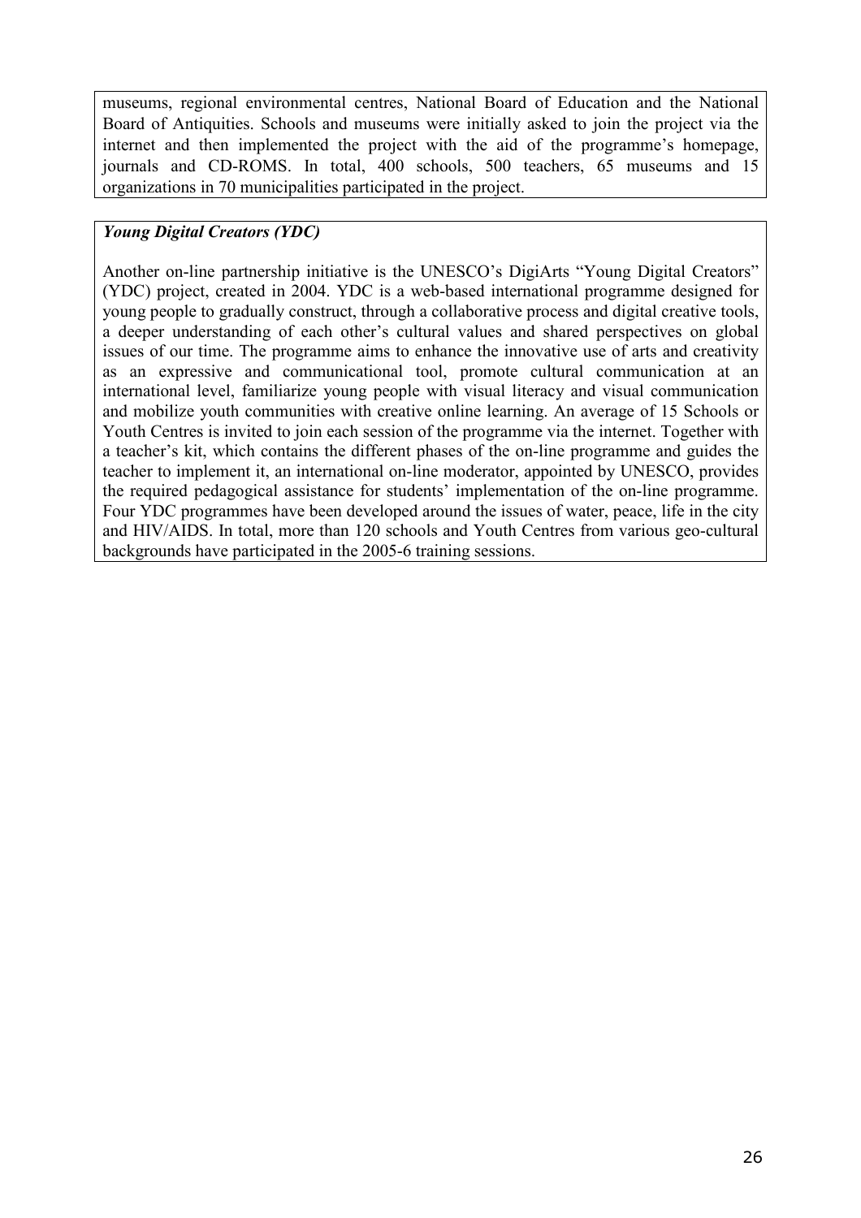museums, regional environmental centres, National Board of Education and the National Board of Antiquities. Schools and museums were initially asked to join the project via the internet and then implemented the project with the aid of the programme's homepage, journals and CD-ROMS. In total, 400 schools, 500 teachers, 65 museums and 15 organizations in 70 municipalities participated in the project.

***Young Digital Creators (YDC)***

Another on-line partnership initiative is the UNESCO's DigiArts "Young Digital Creators" (YDC) project, created in 2004. YDC is a web-based international programme designed for young people to gradually construct, through a collaborative process and digital creative tools, a deeper understanding of each other's cultural values and shared perspectives on global issues of our time. The programme aims to enhance the innovative use of arts and creativity as an expressive and communicational tool, promote cultural communication at an international level, familiarize young people with visual literacy and visual communication and mobilize youth communities with creative online learning. An average of 15 Schools or Youth Centres is invited to join each session of the programme via the internet. Together with a teacher's kit, which contains the different phases of the on-line programme and guides the teacher to implement it, an international on-line moderator, appointed by UNESCO, provides the required pedagogical assistance for students' implementation of the on-line programme. Four YDC programmes have been developed around the issues of water, peace, life in the city and HIV/AIDS. In total, more than 120 schools and Youth Centres from various geo-cultural backgrounds have participated in the 2005-6 training sessions.